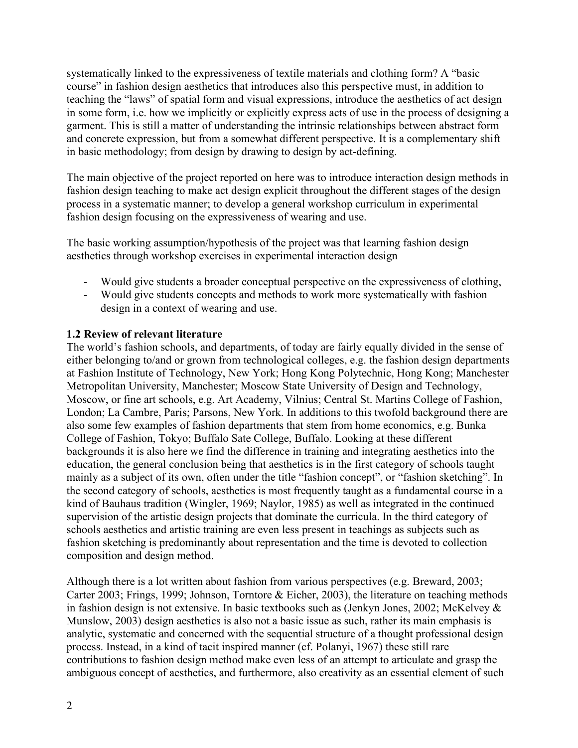systematically linked to the expressiveness of textile materials and clothing form? A "basic course" in fashion design aesthetics that introduces also this perspective must, in addition to teaching the "laws" of spatial form and visual expressions, introduce the aesthetics of act design in some form, i.e. how we implicitly or explicitly express acts of use in the process of designing a garment. This is still a matter of understanding the intrinsic relationships between abstract form and concrete expression, but from a somewhat different perspective. It is a complementary shift in basic methodology; from design by drawing to design by act-defining.

The main objective of the project reported on here was to introduce interaction design methods in fashion design teaching to make act design explicit throughout the different stages of the design process in a systematic manner; to develop a general workshop curriculum in experimental fashion design focusing on the expressiveness of wearing and use.

The basic working assumption/hypothesis of the project was that learning fashion design aesthetics through workshop exercises in experimental interaction design

- Would give students a broader conceptual perspective on the expressiveness of clothing,
- Would give students concepts and methods to work more systematically with fashion design in a context of wearing and use.

**1.2 Review of relevant literature**

The world's fashion schools, and departments, of today are fairly equally divided in the sense of either belonging to/and or grown from technological colleges, e.g. the fashion design departments at Fashion Institute of Technology, New York; Hong Kong Polytechnic, Hong Kong; Manchester Metropolitan University, Manchester; Moscow State University of Design and Technology, Moscow, or fine art schools, e.g. Art Academy, Vilnius; Central St. Martins College of Fashion, London; La Cambre, Paris; Parsons, New York. In additions to this twofold background there are also some few examples of fashion departments that stem from home economics, e.g. Bunka College of Fashion, Tokyo; Buffalo Sate College, Buffalo. Looking at these different backgrounds it is also here we find the difference in training and integrating aesthetics into the education, the general conclusion being that aesthetics is in the first category of schools taught mainly as a subject of its own, often under the title "fashion concept", or "fashion sketching". In the second category of schools, aesthetics is most frequently taught as a fundamental course in a kind of Bauhaus tradition (Wingler, 1969; Naylor, 1985) as well as integrated in the continued supervision of the artistic design projects that dominate the curricula. In the third category of schools aesthetics and artistic training are even less present in teachings as subjects such as fashion sketching is predominantly about representation and the time is devoted to collection composition and design method.

Although there is a lot written about fashion from various perspectives (e.g. Breward, 2003; Carter 2003; Frings, 1999; Johnson, Torntore & Eicher, 2003), the literature on teaching methods in fashion design is not extensive. In basic textbooks such as (Jenkyn Jones, 2002; McKelvey & Munslow, 2003) design aesthetics is also not a basic issue as such, rather its main emphasis is analytic, systematic and concerned with the sequential structure of a thought professional design process. Instead, in a kind of tacit inspired manner (cf. Polanyi, 1967) these still rare contributions to fashion design method make even less of an attempt to articulate and grasp the ambiguous concept of aesthetics, and furthermore, also creativity as an essential element of such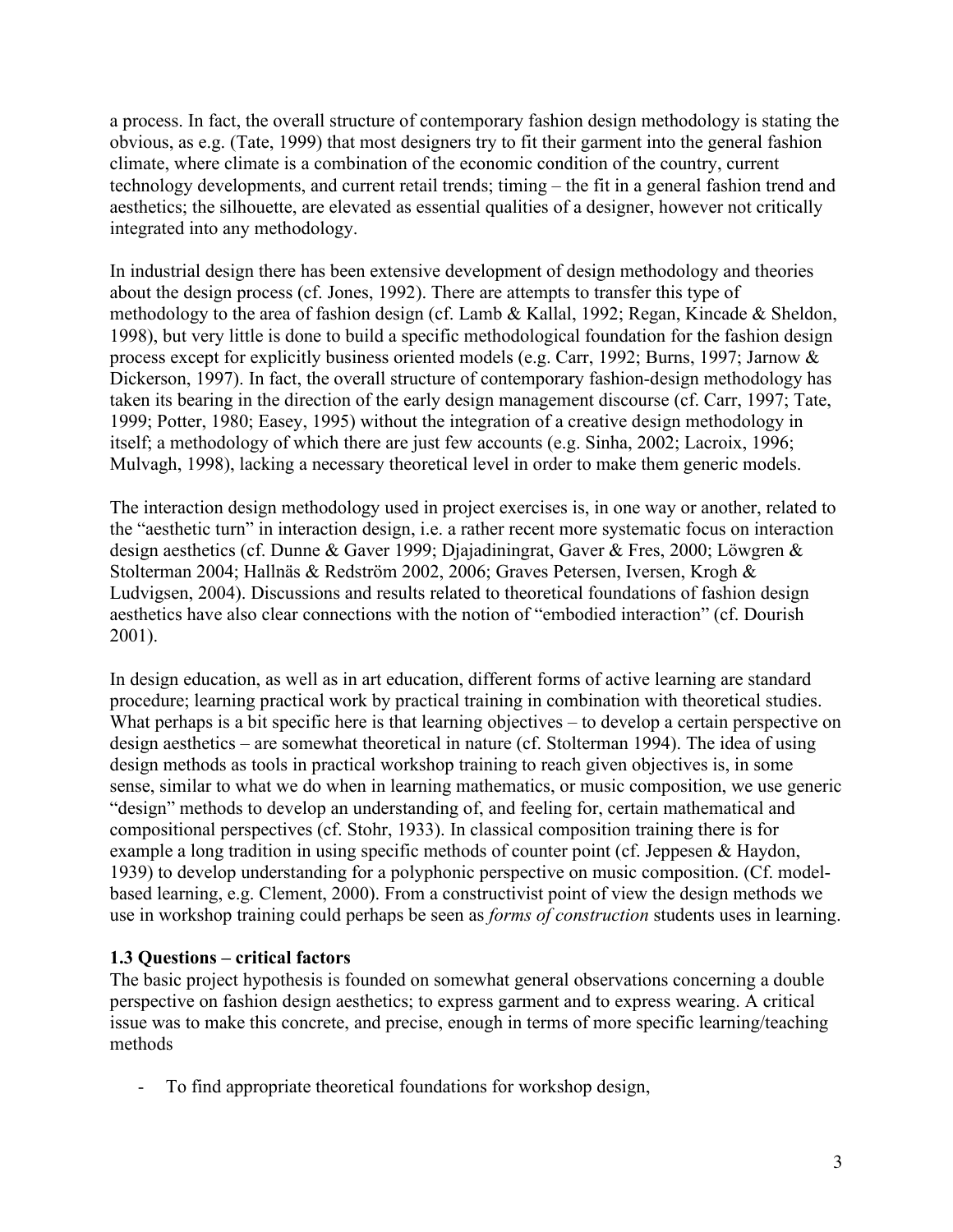a process. In fact, the overall structure of contemporary fashion design methodology is stating the obvious, as e.g. (Tate, 1999) that most designers try to fit their garment into the general fashion climate, where climate is a combination of the economic condition of the country, current technology developments, and current retail trends; timing – the fit in a general fashion trend and aesthetics; the silhouette, are elevated as essential qualities of a designer, however not critically integrated into any methodology.

In industrial design there has been extensive development of design methodology and theories about the design process (cf. Jones, 1992). There are attempts to transfer this type of methodology to the area of fashion design (cf. Lamb & Kallal, 1992; Regan, Kincade & Sheldon, 1998), but very little is done to build a specific methodological foundation for the fashion design process except for explicitly business oriented models (e.g. Carr, 1992; Burns, 1997; Jarnow & Dickerson, 1997). In fact, the overall structure of contemporary fashion-design methodology has taken its bearing in the direction of the early design management discourse (cf. Carr, 1997; Tate, 1999; Potter, 1980; Easey, 1995) without the integration of a creative design methodology in itself; a methodology of which there are just few accounts (e.g. Sinha, 2002; Lacroix, 1996; Mulvagh, 1998), lacking a necessary theoretical level in order to make them generic models.

The interaction design methodology used in project exercises is, in one way or another, related to the "aesthetic turn" in interaction design, i.e. a rather recent more systematic focus on interaction design aesthetics (cf. Dunne & Gaver 1999; Djajadiningrat, Gaver & Fres, 2000; Löwgren & Stolterman 2004; Hallnäs & Redström 2002, 2006; Graves Petersen, Iversen, Krogh & Ludvigsen, 2004). Discussions and results related to theoretical foundations of fashion design aesthetics have also clear connections with the notion of "embodied interaction" (cf. Dourish 2001).

In design education, as well as in art education, different forms of active learning are standard procedure; learning practical work by practical training in combination with theoretical studies. What perhaps is a bit specific here is that learning objectives – to develop a certain perspective on design aesthetics – are somewhat theoretical in nature (cf. Stolterman 1994). The idea of using design methods as tools in practical workshop training to reach given objectives is, in some sense, similar to what we do when in learning mathematics, or music composition, we use generic "design" methods to develop an understanding of, and feeling for, certain mathematical and compositional perspectives (cf. Stohr, 1933). In classical composition training there is for example a long tradition in using specific methods of counter point (cf. Jeppesen & Haydon, 1939) to develop understanding for a polyphonic perspective on music composition. (Cf. model-based learning, e.g. Clement, 2000). From a constructivist point of view the design methods we use in workshop training could perhaps be seen as *forms of construction* students uses in learning.

### 1.3 Questions – critical factors

The basic project hypothesis is founded on somewhat general observations concerning a double perspective on fashion design aesthetics; to express garment and to express wearing. A critical issue was to make this concrete, and precise, enough in terms of more specific learning/teaching methods

- To find appropriate theoretical foundations for workshop design,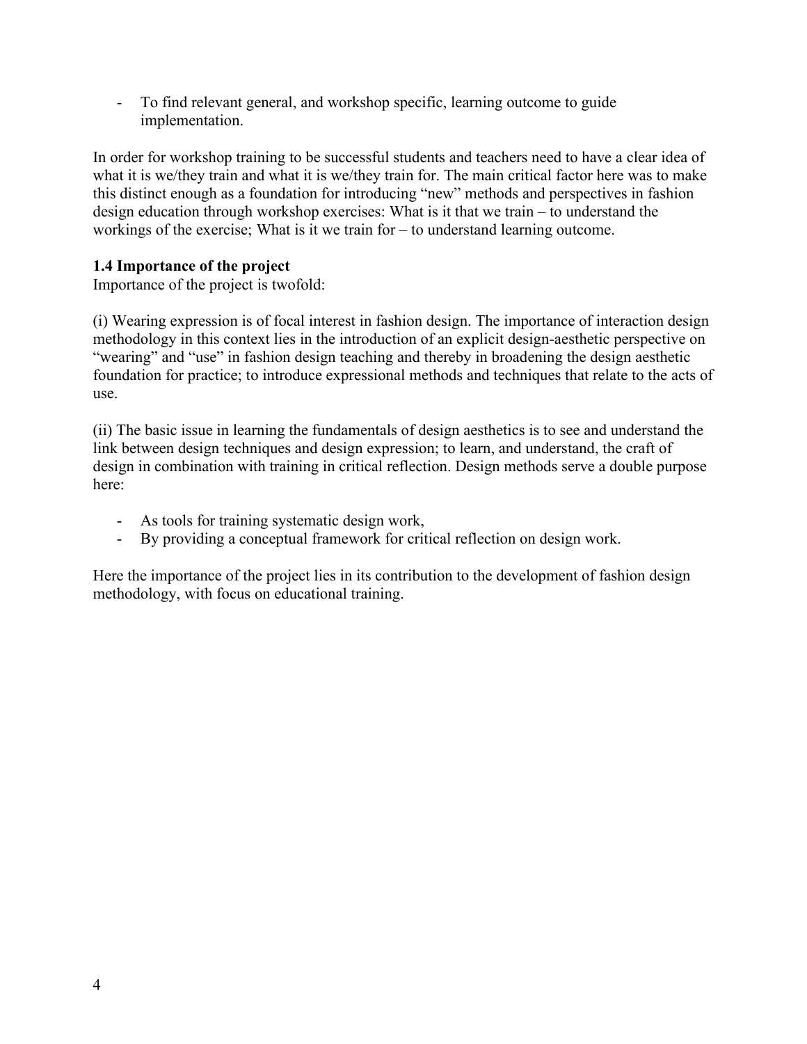- To find relevant general, and workshop specific, learning outcome to guide implementation.

In order for workshop training to be successful students and teachers need to have a clear idea of what it is we/they train and what it is we/they train for. The main critical factor here was to make this distinct enough as a foundation for introducing "new" methods and perspectives in fashion design education through workshop exercises: What is it that we train – to understand the workings of the exercise; What is it we train for – to understand learning outcome.

### 1.4 Importance of the project

Importance of the project is twofold:

(i) Wearing expression is of focal interest in fashion design. The importance of interaction design methodology in this context lies in the introduction of an explicit design-aesthetic perspective on "wearing" and "use" in fashion design teaching and thereby in broadening the design aesthetic foundation for practice; to introduce expressional methods and techniques that relate to the acts of use.

(ii) The basic issue in learning the fundamentals of design aesthetics is to see and understand the link between design techniques and design expression; to learn, and understand, the craft of design in combination with training in critical reflection. Design methods serve a double purpose here:

- As tools for training systematic design work,
- By providing a conceptual framework for critical reflection on design work.

Here the importance of the project lies in its contribution to the development of fashion design methodology, with focus on educational training.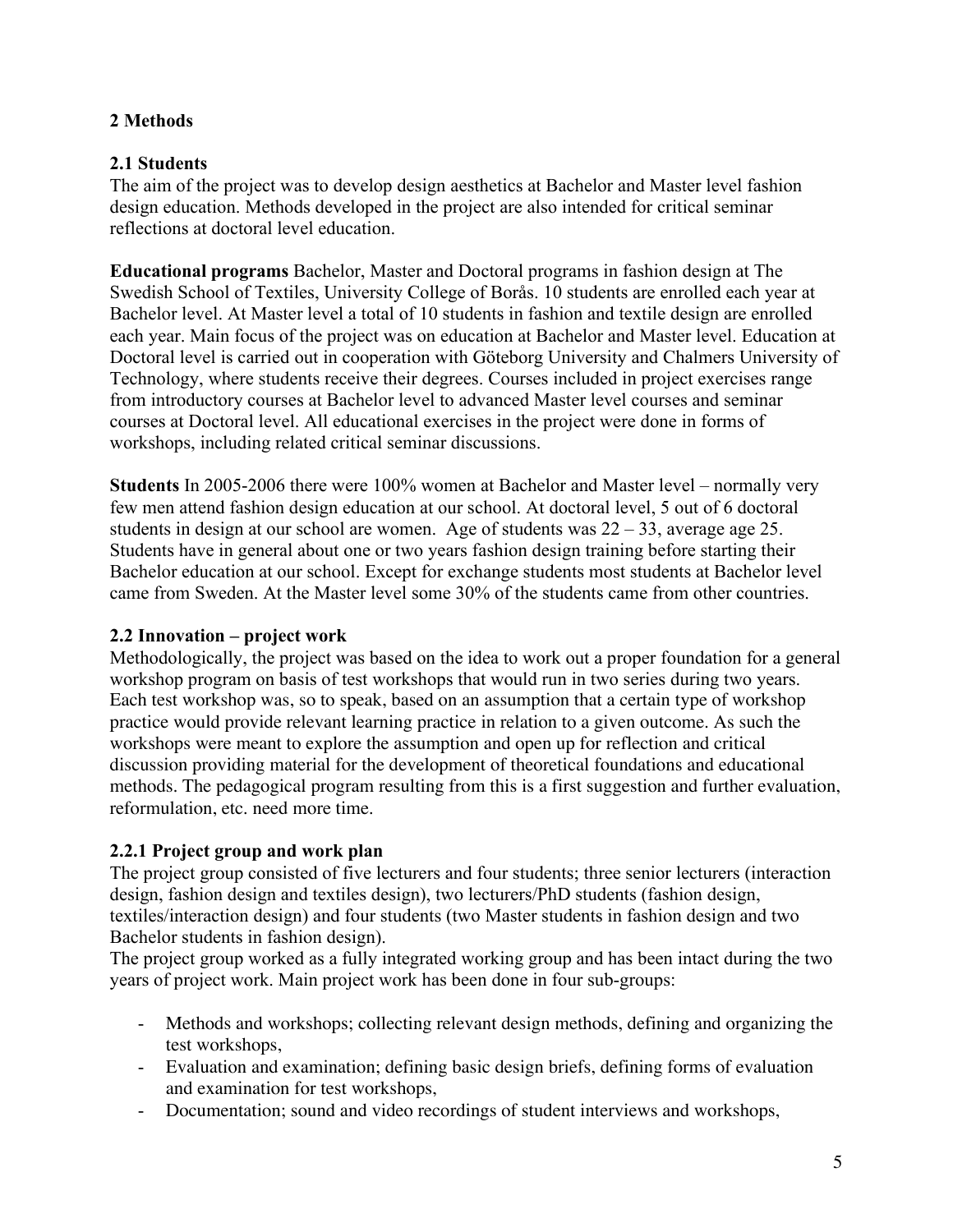## 2 Methods

### 2.1 Students

The aim of the project was to develop design aesthetics at Bachelor and Master level fashion design education. Methods developed in the project are also intended for critical seminar reflections at doctoral level education.

**Educational programs** Bachelor, Master and Doctoral programs in fashion design at The Swedish School of Textiles, University College of Borås. 10 students are enrolled each year at Bachelor level. At Master level a total of 10 students in fashion and textile design are enrolled each year. Main focus of the project was on education at Bachelor and Master level. Education at Doctoral level is carried out in cooperation with Göteborg University and Chalmers University of Technology, where students receive their degrees. Courses included in project exercises range from introductory courses at Bachelor level to advanced Master level courses and seminar courses at Doctoral level. All educational exercises in the project were done in forms of workshops, including related critical seminar discussions.

**Students** In 2005-2006 there were 100% women at Bachelor and Master level – normally very few men attend fashion design education at our school. At doctoral level, 5 out of 6 doctoral students in design at our school are women. Age of students was 22 – 33, average age 25. Students have in general about one or two years fashion design training before starting their Bachelor education at our school. Except for exchange students most students at Bachelor level came from Sweden. At the Master level some 30% of the students came from other countries.

### 2.2 Innovation – project work

Methodologically, the project was based on the idea to work out a proper foundation for a general workshop program on basis of test workshops that would run in two series during two years. Each test workshop was, so to speak, based on an assumption that a certain type of workshop practice would provide relevant learning practice in relation to a given outcome. As such the workshops were meant to explore the assumption and open up for reflection and critical discussion providing material for the development of theoretical foundations and educational methods. The pedagogical program resulting from this is a first suggestion and further evaluation, reformulation, etc. need more time.

#### 2.2.1 Project group and work plan

The project group consisted of five lecturers and four students; three senior lecturers (interaction design, fashion design and textiles design), two lecturers/PhD students (fashion design, textiles/interaction design) and four students (two Master students in fashion design and two Bachelor students in fashion design).

The project group worked as a fully integrated working group and has been intact during the two years of project work. Main project work has been done in four sub-groups:

- Methods and workshops; collecting relevant design methods, defining and organizing the test workshops,
- Evaluation and examination; defining basic design briefs, defining forms of evaluation and examination for test workshops,
- Documentation; sound and video recordings of student interviews and workshops,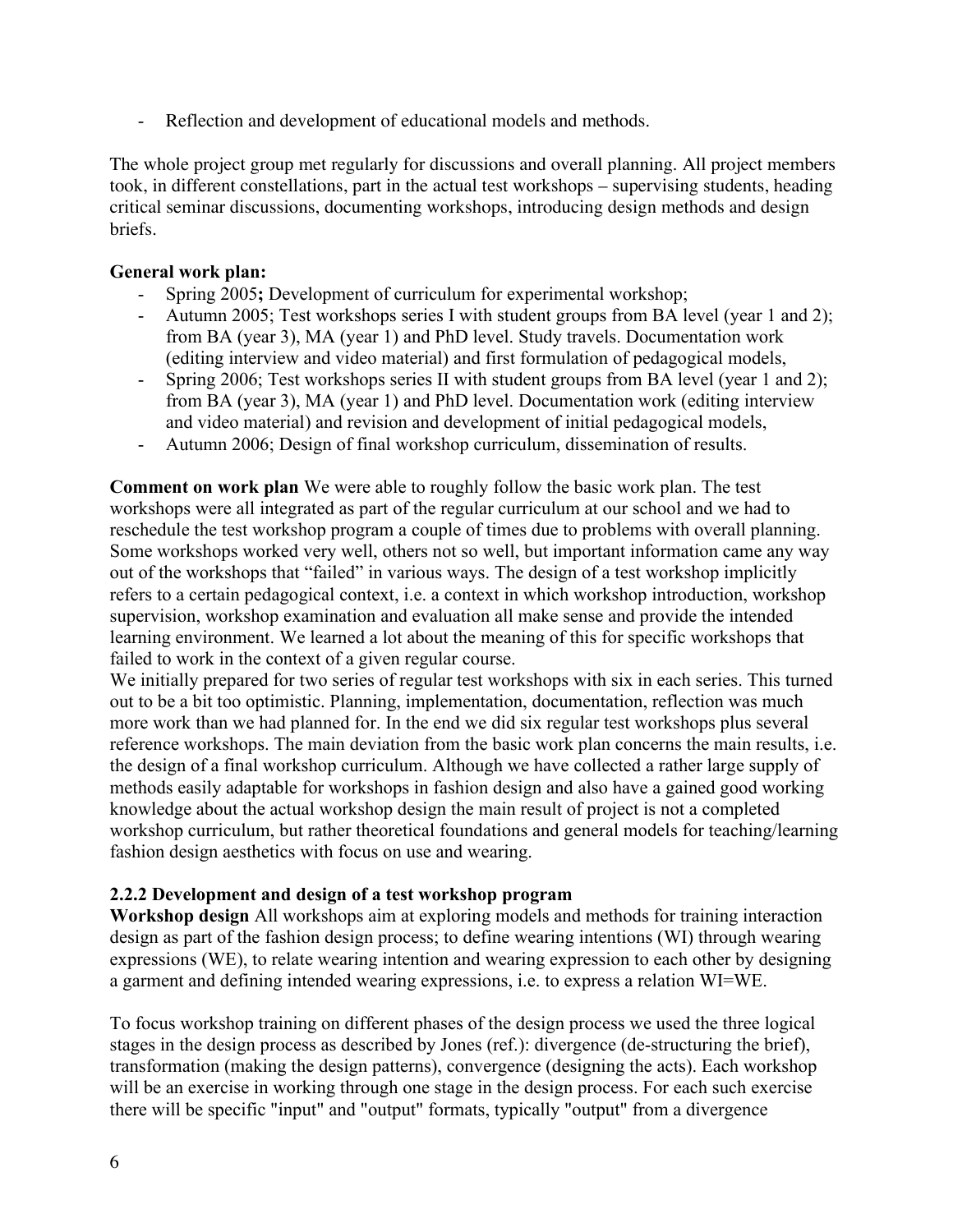- Reflection and development of educational models and methods.

The whole project group met regularly for discussions and overall planning. All project members took, in different constellations, part in the actual test workshops – supervising students, heading critical seminar discussions, documenting workshops, introducing design methods and design briefs.

**General work plan:**

- Spring 2005**;** Development of curriculum for experimental workshop;
- Autumn 2005; Test workshops series I with student groups from BA level (year 1 and 2); from BA (year 3), MA (year 1) and PhD level. Study travels. Documentation work (editing interview and video material) and first formulation of pedagogical models,
- Spring 2006; Test workshops series II with student groups from BA level (year 1 and 2); from BA (year 3), MA (year 1) and PhD level. Documentation work (editing interview and video material) and revision and development of initial pedagogical models,
- Autumn 2006; Design of final workshop curriculum, dissemination of results.

**Comment on work plan** We were able to roughly follow the basic work plan. The test workshops were all integrated as part of the regular curriculum at our school and we had to reschedule the test workshop program a couple of times due to problems with overall planning. Some workshops worked very well, others not so well, but important information came any way out of the workshops that "failed" in various ways. The design of a test workshop implicitly refers to a certain pedagogical context, i.e. a context in which workshop introduction, workshop supervision, workshop examination and evaluation all make sense and provide the intended learning environment. We learned a lot about the meaning of this for specific workshops that failed to work in the context of a given regular course.
We initially prepared for two series of regular test workshops with six in each series. This turned out to be a bit too optimistic. Planning, implementation, documentation, reflection was much more work than we had planned for. In the end we did six regular test workshops plus several reference workshops. The main deviation from the basic work plan concerns the main results, i.e. the design of a final workshop curriculum. Although we have collected a rather large supply of methods easily adaptable for workshops in fashion design and also have a gained good working knowledge about the actual workshop design the main result of project is not a completed workshop curriculum, but rather theoretical foundations and general models for teaching/learning fashion design aesthetics with focus on use and wearing.

### 2.2.2 Development and design of a test workshop program

**Workshop design** All workshops aim at exploring models and methods for training interaction design as part of the fashion design process; to define wearing intentions (WI) through wearing expressions (WE), to relate wearing intention and wearing expression to each other by designing a garment and defining intended wearing expressions, i.e. to express a relation WI=WE.

To focus workshop training on different phases of the design process we used the three logical stages in the design process as described by Jones (ref.): divergence (de-structuring the brief), transformation (making the design patterns), convergence (designing the acts). Each workshop will be an exercise in working through one stage in the design process. For each such exercise there will be specific "input" and "output" formats, typically "output" from a divergence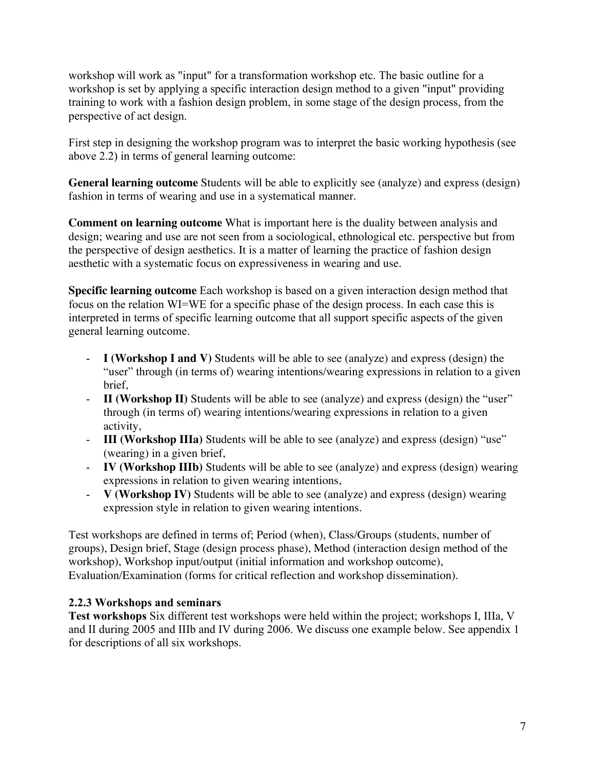workshop will work as "input" for a transformation workshop etc. The basic outline for a workshop is set by applying a specific interaction design method to a given "input" providing training to work with a fashion design problem, in some stage of the design process, from the perspective of act design.

First step in designing the workshop program was to interpret the basic working hypothesis (see above 2.2) in terms of general learning outcome:

**General learning outcome** Students will be able to explicitly see (analyze) and express (design) fashion in terms of wearing and use in a systematical manner.

**Comment on learning outcome** What is important here is the duality between analysis and design; wearing and use are not seen from a sociological, ethnological etc. perspective but from the perspective of design aesthetics. It is a matter of learning the practice of fashion design aesthetic with a systematic focus on expressiveness in wearing and use.

**Specific learning outcome** Each workshop is based on a given interaction design method that focus on the relation WI=WE for a specific phase of the design process. In each case this is interpreted in terms of specific learning outcome that all support specific aspects of the given general learning outcome.

- **I (Workshop I and V)** Students will be able to see (analyze) and express (design) the "user" through (in terms of) wearing intentions/wearing expressions in relation to a given brief,
- **II (Workshop II)** Students will be able to see (analyze) and express (design) the "user" through (in terms of) wearing intentions/wearing expressions in relation to a given activity,
- **III (Workshop IIIa)** Students will be able to see (analyze) and express (design) "use" (wearing) in a given brief,
- **IV (Workshop IIIb)** Students will be able to see (analyze) and express (design) wearing expressions in relation to given wearing intentions,
- **V (Workshop IV)** Students will be able to see (analyze) and express (design) wearing expression style in relation to given wearing intentions.

Test workshops are defined in terms of; Period (when), Class/Groups (students, number of groups), Design brief, Stage (design process phase), Method (interaction design method of the workshop), Workshop input/output (initial information and workshop outcome), Evaluation/Examination (forms for critical reflection and workshop dissemination).

### 2.2.3 Workshops and seminars

**Test workshops** Six different test workshops were held within the project; workshops I, IIIa, V and II during 2005 and IIIb and IV during 2006. We discuss one example below. See appendix 1 for descriptions of all six workshops.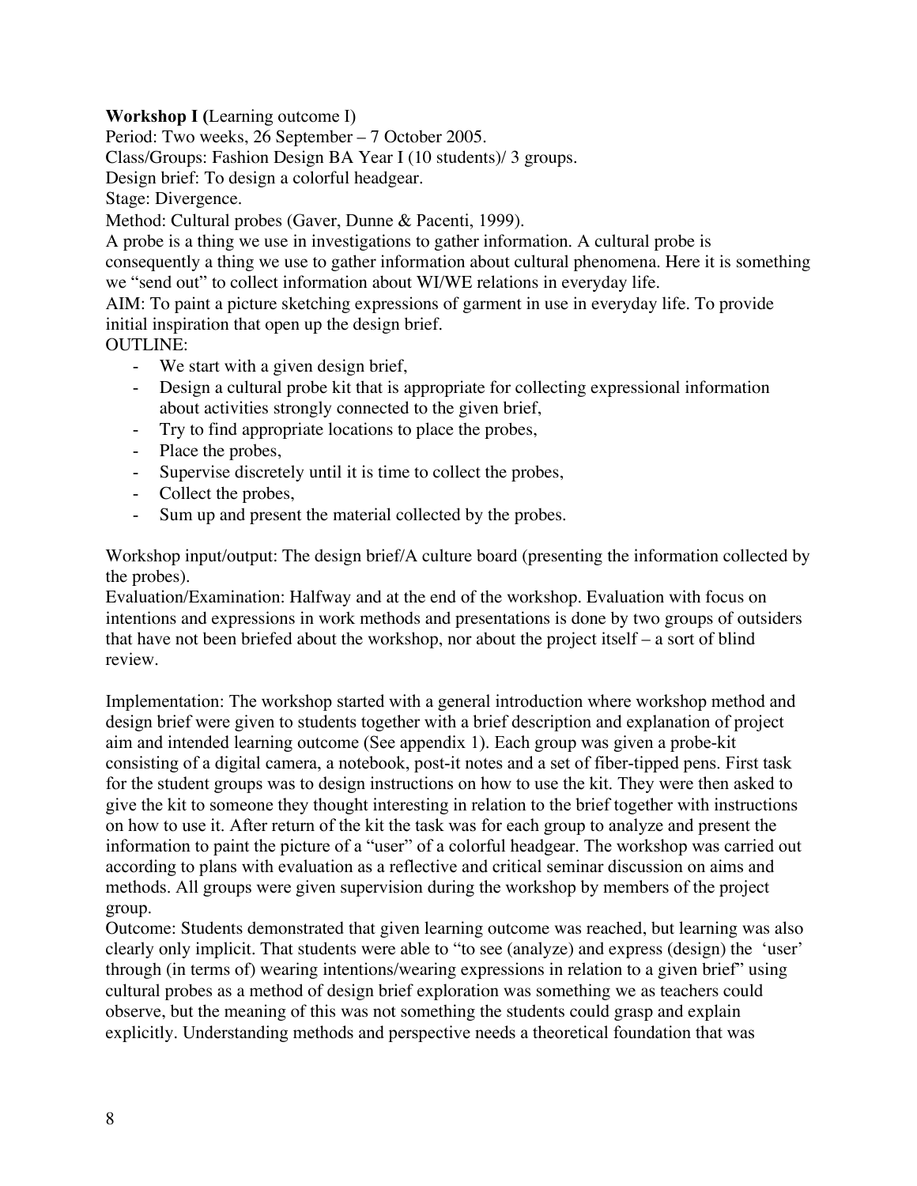**Workshop I (**Learning outcome I)

Period: Two weeks, 26 September – 7 October 2005.

Class/Groups: Fashion Design BA Year I (10 students)/ 3 groups.

Design brief: To design a colorful headgear.

Stage: Divergence.

Method: Cultural probes (Gaver, Dunne & Pacenti, 1999).

A probe is a thing we use in investigations to gather information. A cultural probe is consequently a thing we use to gather information about cultural phenomena. Here it is something we "send out" to collect information about WI/WE relations in everyday life.

AIM: To paint a picture sketching expressions of garment in use in everyday life. To provide initial inspiration that open up the design brief.

OUTLINE:

- We start with a given design brief,
- Design a cultural probe kit that is appropriate for collecting expressional information about activities strongly connected to the given brief,
- Try to find appropriate locations to place the probes,
- Place the probes,
- Supervise discretely until it is time to collect the probes,
- Collect the probes,
- Sum up and present the material collected by the probes.

Workshop input/output: The design brief/A culture board (presenting the information collected by the probes).

Evaluation/Examination: Halfway and at the end of the workshop. Evaluation with focus on intentions and expressions in work methods and presentations is done by two groups of outsiders that have not been briefed about the workshop, nor about the project itself – a sort of blind review.

Implementation: The workshop started with a general introduction where workshop method and design brief were given to students together with a brief description and explanation of project aim and intended learning outcome (See appendix 1). Each group was given a probe-kit consisting of a digital camera, a notebook, post-it notes and a set of fiber-tipped pens. First task for the student groups was to design instructions on how to use the kit. They were then asked to give the kit to someone they thought interesting in relation to the brief together with instructions on how to use it. After return of the kit the task was for each group to analyze and present the information to paint the picture of a "user" of a colorful headgear. The workshop was carried out according to plans with evaluation as a reflective and critical seminar discussion on aims and methods. All groups were given supervision during the workshop by members of the project group.

Outcome: Students demonstrated that given learning outcome was reached, but learning was also clearly only implicit. That students were able to "to see (analyze) and express (design) the 'user' through (in terms of) wearing intentions/wearing expressions in relation to a given brief" using cultural probes as a method of design brief exploration was something we as teachers could observe, but the meaning of this was not something the students could grasp and explain explicitly. Understanding methods and perspective needs a theoretical foundation that was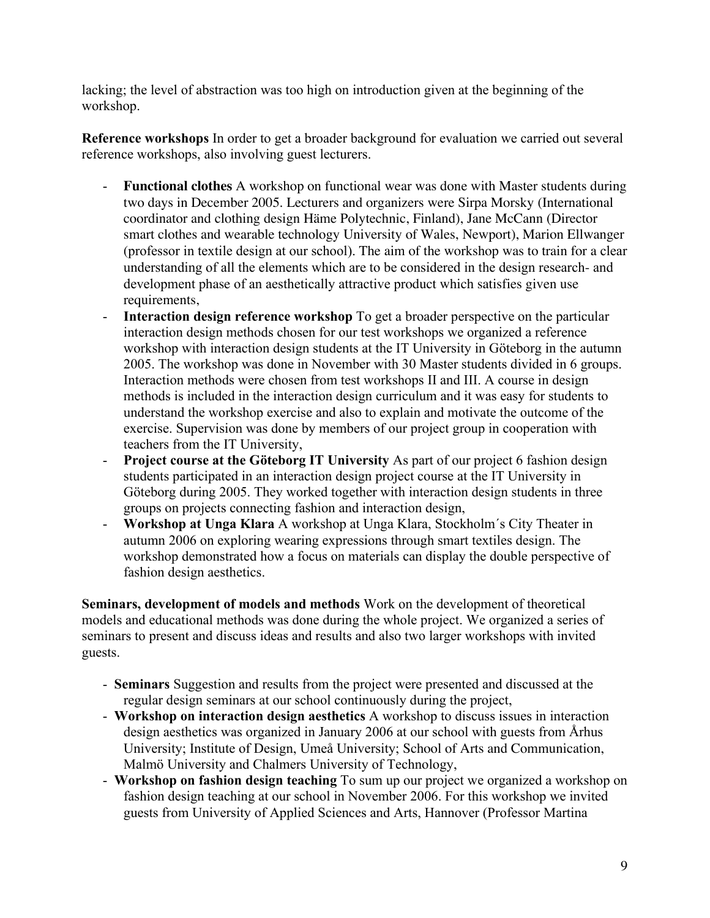lacking; the level of abstraction was too high on introduction given at the beginning of the workshop.

**Reference workshops** In order to get a broader background for evaluation we carried out several reference workshops, also involving guest lecturers.

- **Functional clothes** A workshop on functional wear was done with Master students during two days in December 2005. Lecturers and organizers were Sirpa Morsky (International coordinator and clothing design Häme Polytechnic, Finland), Jane McCann (Director smart clothes and wearable technology University of Wales, Newport), Marion Ellwanger (professor in textile design at our school). The aim of the workshop was to train for a clear understanding of all the elements which are to be considered in the design research- and development phase of an aesthetically attractive product which satisfies given use requirements,
- **Interaction design reference workshop** To get a broader perspective on the particular interaction design methods chosen for our test workshops we organized a reference workshop with interaction design students at the IT University in Göteborg in the autumn 2005. The workshop was done in November with 30 Master students divided in 6 groups. Interaction methods were chosen from test workshops II and III. A course in design methods is included in the interaction design curriculum and it was easy for students to understand the workshop exercise and also to explain and motivate the outcome of the exercise. Supervision was done by members of our project group in cooperation with teachers from the IT University,
- **Project course at the Göteborg IT University** As part of our project 6 fashion design students participated in an interaction design project course at the IT University in Göteborg during 2005. They worked together with interaction design students in three groups on projects connecting fashion and interaction design,
- **Workshop at Unga Klara** A workshop at Unga Klara, Stockholm´s City Theater in autumn 2006 on exploring wearing expressions through smart textiles design. The workshop demonstrated how a focus on materials can display the double perspective of fashion design aesthetics.

**Seminars, development of models and methods** Work on the development of theoretical models and educational methods was done during the whole project. We organized a series of seminars to present and discuss ideas and results and also two larger workshops with invited guests.

- **Seminars** Suggestion and results from the project were presented and discussed at the regular design seminars at our school continuously during the project,
- **Workshop on interaction design aesthetics** A workshop to discuss issues in interaction design aesthetics was organized in January 2006 at our school with guests from Århus University; Institute of Design, Umeå University; School of Arts and Communication, Malmö University and Chalmers University of Technology,
- **Workshop on fashion design teaching** To sum up our project we organized a workshop on fashion design teaching at our school in November 2006. For this workshop we invited guests from University of Applied Sciences and Arts, Hannover (Professor Martina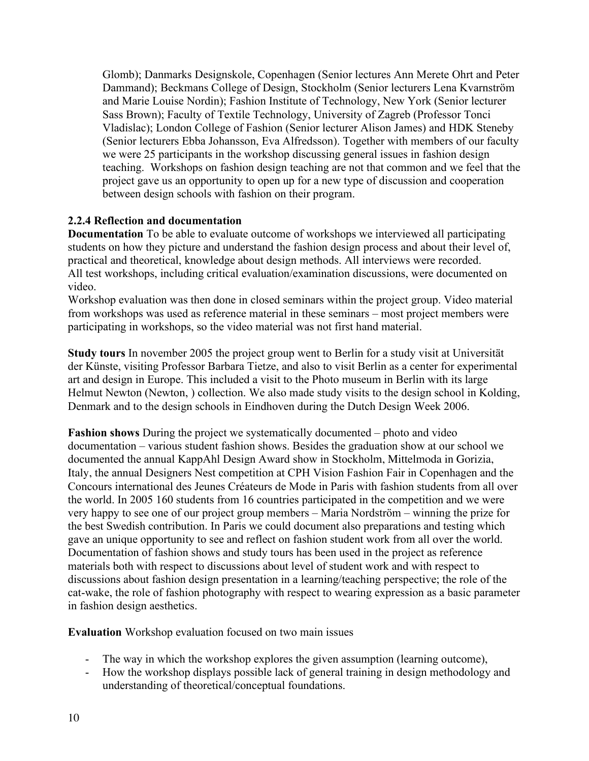Glomb); Danmarks Designskole, Copenhagen (Senior lectures Ann Merete Ohrt and Peter Dammand); Beckmans College of Design, Stockholm (Senior lecturers Lena Kvarnström and Marie Louise Nordin); Fashion Institute of Technology, New York (Senior lecturer Sass Brown); Faculty of Textile Technology, University of Zagreb (Professor Tonci Vladislac); London College of Fashion (Senior lecturer Alison James) and HDK Steneby (Senior lecturers Ebba Johansson, Eva Alfredsson). Together with members of our faculty we were 25 participants in the workshop discussing general issues in fashion design teaching. Workshops on fashion design teaching are not that common and we feel that the project gave us an opportunity to open up for a new type of discussion and cooperation between design schools with fashion on their program.

### 2.2.4 Reflection and documentation

**Documentation** To be able to evaluate outcome of workshops we interviewed all participating students on how they picture and understand the fashion design process and about their level of, practical and theoretical, knowledge about design methods. All interviews were recorded. All test workshops, including critical evaluation/examination discussions, were documented on video.
Workshop evaluation was then done in closed seminars within the project group. Video material from workshops was used as reference material in these seminars – most project members were participating in workshops, so the video material was not first hand material.

**Study tours** In november 2005 the project group went to Berlin for a study visit at Universität der Künste, visiting Professor Barbara Tietze, and also to visit Berlin as a center for experimental art and design in Europe. This included a visit to the Photo museum in Berlin with its large Helmut Newton (Newton, ) collection. We also made study visits to the design school in Kolding, Denmark and to the design schools in Eindhoven during the Dutch Design Week 2006.

**Fashion shows** During the project we systematically documented – photo and video documentation – various student fashion shows. Besides the graduation show at our school we documented the annual KappAhl Design Award show in Stockholm, Mittelmoda in Gorizia, Italy, the annual Designers Nest competition at CPH Vision Fashion Fair in Copenhagen and the Concours international des Jeunes Créateurs de Mode in Paris with fashion students from all over the world. In 2005 160 students from 16 countries participated in the competition and we were very happy to see one of our project group members – Maria Nordström – winning the prize for the best Swedish contribution. In Paris we could document also preparations and testing which gave an unique opportunity to see and reflect on fashion student work from all over the world. Documentation of fashion shows and study tours has been used in the project as reference materials both with respect to discussions about level of student work and with respect to discussions about fashion design presentation in a learning/teaching perspective; the role of the cat-wake, the role of fashion photography with respect to wearing expression as a basic parameter in fashion design aesthetics.

**Evaluation** Workshop evaluation focused on two main issues

- The way in which the workshop explores the given assumption (learning outcome),
- How the workshop displays possible lack of general training in design methodology and understanding of theoretical/conceptual foundations.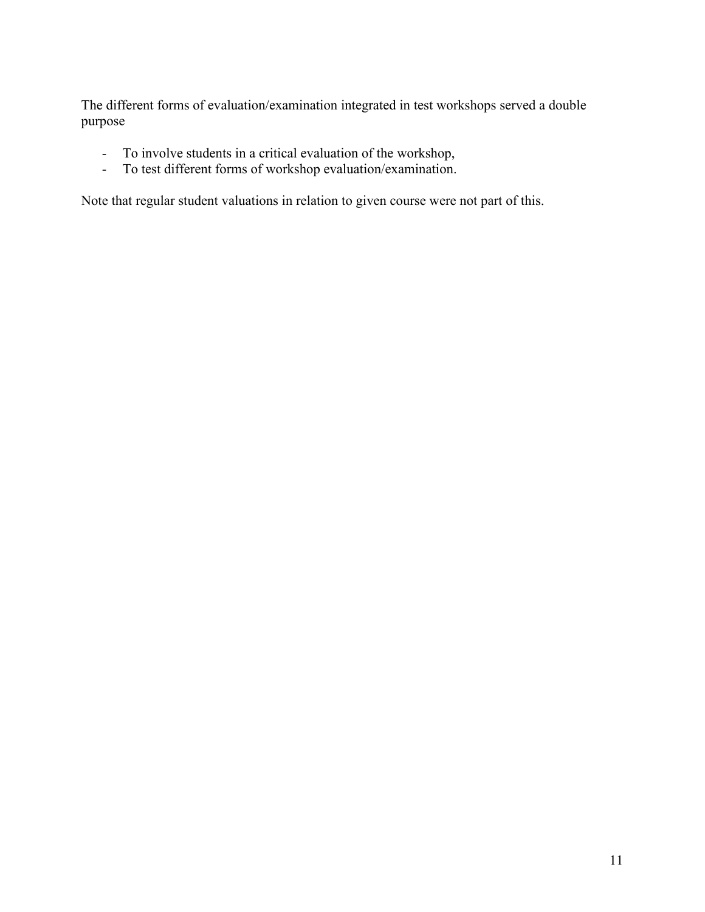The different forms of evaluation/examination integrated in test workshops served a double purpose

- To involve students in a critical evaluation of the workshop,
- To test different forms of workshop evaluation/examination.

Note that regular student valuations in relation to given course were not part of this.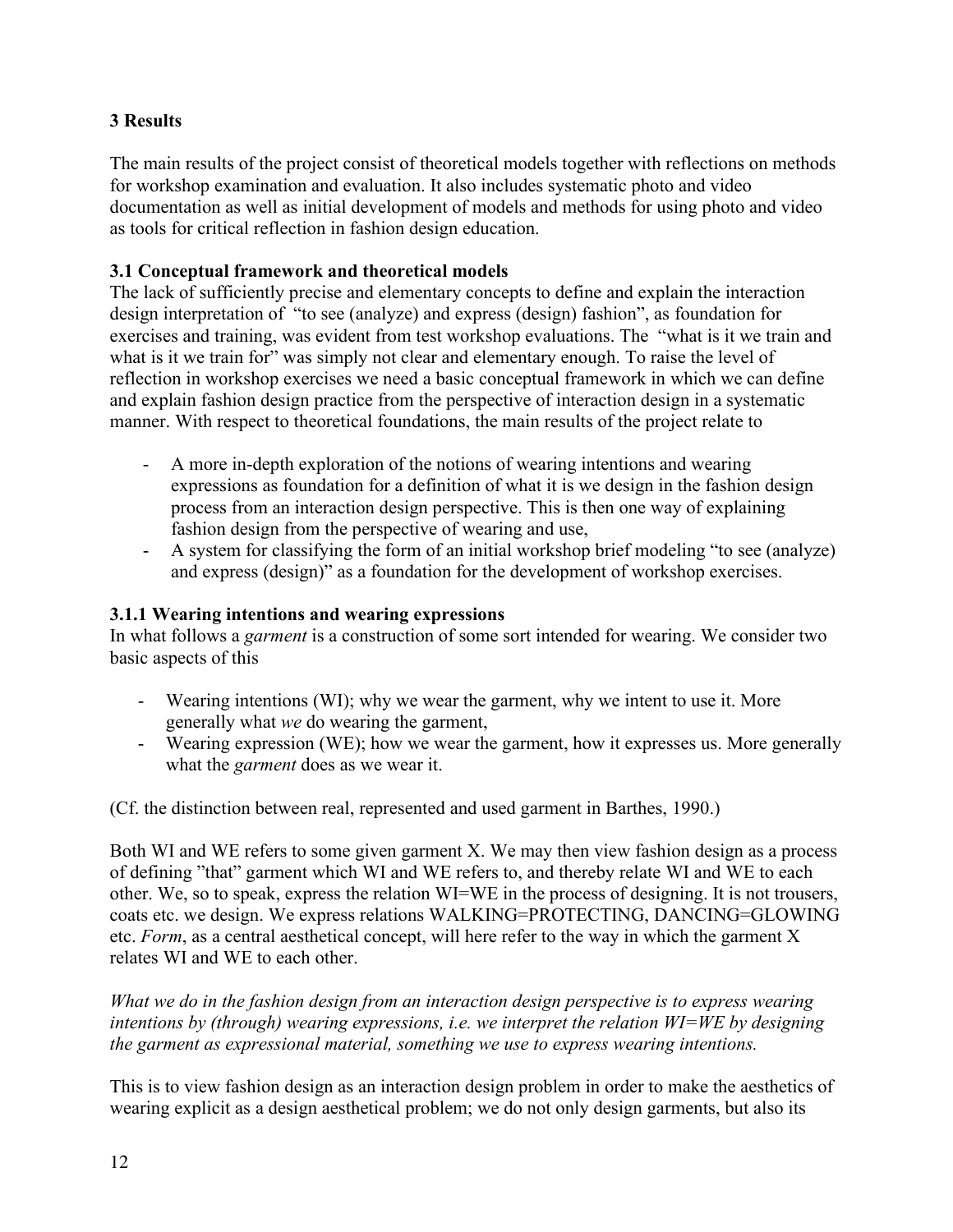## 3 Results

The main results of the project consist of theoretical models together with reflections on methods for workshop examination and evaluation. It also includes systematic photo and video documentation as well as initial development of models and methods for using photo and video as tools for critical reflection in fashion design education.

### 3.1 Conceptual framework and theoretical models

The lack of sufficiently precise and elementary concepts to define and explain the interaction design interpretation of "to see (analyze) and express (design) fashion", as foundation for exercises and training, was evident from test workshop evaluations. The "what is it we train and what is it we train for" was simply not clear and elementary enough. To raise the level of reflection in workshop exercises we need a basic conceptual framework in which we can define and explain fashion design practice from the perspective of interaction design in a systematic manner. With respect to theoretical foundations, the main results of the project relate to

- A more in-depth exploration of the notions of wearing intentions and wearing expressions as foundation for a definition of what it is we design in the fashion design process from an interaction design perspective. This is then one way of explaining fashion design from the perspective of wearing and use,
- A system for classifying the form of an initial workshop brief modeling "to see (analyze) and express (design)" as a foundation for the development of workshop exercises.

#### 3.1.1 Wearing intentions and wearing expressions

In what follows a *garment* is a construction of some sort intended for wearing. We consider two basic aspects of this

- Wearing intentions (WI); why we wear the garment, why we intent to use it. More generally what *we* do wearing the garment,
- Wearing expression (WE); how we wear the garment, how it expresses us. More generally what the *garment* does as we wear it.

(Cf. the distinction between real, represented and used garment in Barthes, 1990.)

Both WI and WE refers to some given garment X. We may then view fashion design as a process of defining "that" garment which WI and WE refers to, and thereby relate WI and WE to each other. We, so to speak, express the relation WI=WE in the process of designing. It is not trousers, coats etc. we design. We express relations WALKING=PROTECTING, DANCING=GLOWING etc. *Form*, as a central aesthetical concept, will here refer to the way in which the garment X relates WI and WE to each other.

*What we do in the fashion design from an interaction design perspective is to express wearing intentions by (through) wearing expressions, i.e. we interpret the relation WI=WE by designing the garment as expressional material, something we use to express wearing intentions.*

This is to view fashion design as an interaction design problem in order to make the aesthetics of wearing explicit as a design aesthetical problem; we do not only design garments, but also its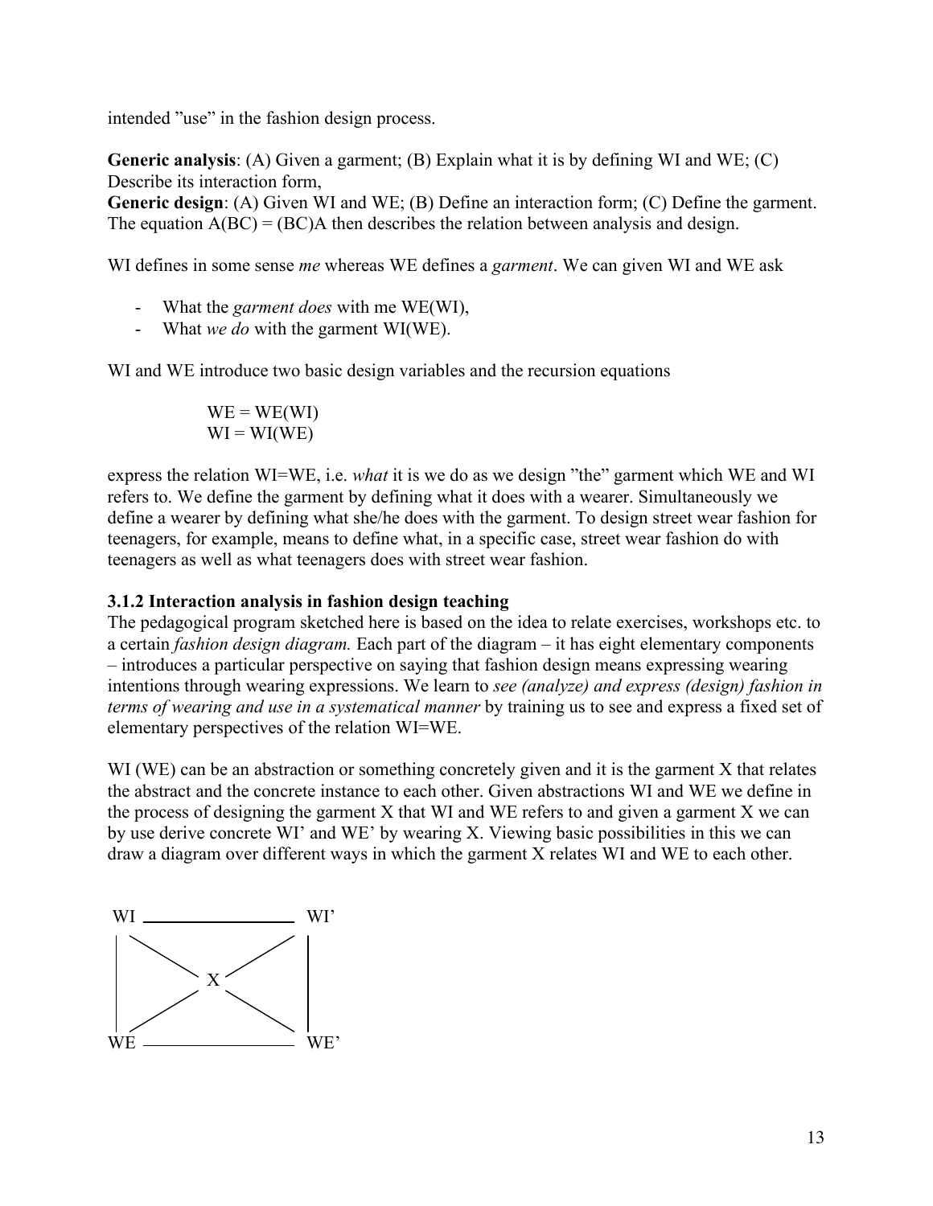intended "use" in the fashion design process.

**Generic analysis**: (A) Given a garment; (B) Explain what it is by defining WI and WE; (C) Describe its interaction form,
**Generic design**: (A) Given WI and WE; (B) Define an interaction form; (C) Define the garment. The equation A(BC) = (BC)A then describes the relation between analysis and design.

WI defines in some sense *me* whereas WE defines a *garment*. We can given WI and WE ask

- What the *garment does* with me WE(WI),
- What *we do* with the garment WI(WE).

WI and WE introduce two basic design variables and the recursion equations

$$WE = WE(WI)$$
$$WI = WI(WE)$$

express the relation WI=WE, i.e. *what* it is we do as we design "the" garment which WE and WI refers to. We define the garment by defining what it does with a wearer. Simultaneously we define a wearer by defining what she/he does with the garment. To design street wear fashion for teenagers, for example, means to define what, in a specific case, street wear fashion do with teenagers as well as what teenagers does with street wear fashion.

### 3.1.2 Interaction analysis in fashion design teaching

The pedagogical program sketched here is based on the idea to relate exercises, workshops etc. to a certain *fashion design diagram.* Each part of the diagram – it has eight elementary components – introduces a particular perspective on saying that fashion design means expressing wearing intentions through wearing expressions. We learn to *see (analyze) and express (design) fashion in terms of wearing and use in a systematical manner* by training us to see and express a fixed set of elementary perspectives of the relation WI=WE.

WI (WE) can be an abstraction or something concretely given and it is the garment X that relates the abstract and the concrete instance to each other. Given abstractions WI and WE we define in the process of designing the garment X that WI and WE refers to and given a garment X we can by use derive concrete WI' and WE' by wearing X. Viewing basic possibilities in this we can draw a diagram over different ways in which the garment X relates WI and WE to each other.

```
WI ________________ WI'
|  \              /  |
|    \          /    |
|        X           |
|    /          \    |
|  /              \  |
WE ________________ WE'
```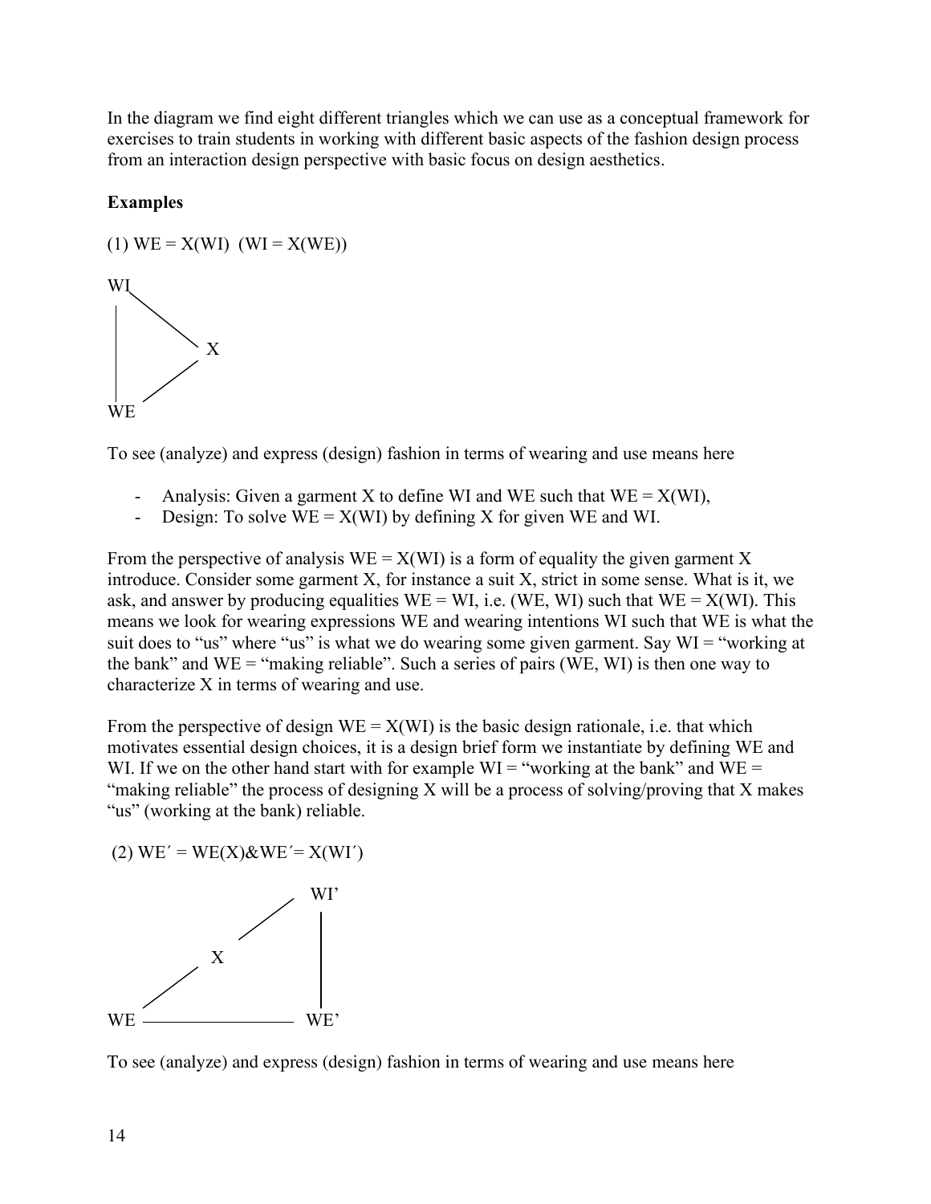In the diagram we find eight different triangles which we can use as a conceptual framework for exercises to train students in working with different basic aspects of the fashion design process from an interaction design perspective with basic focus on design aesthetics.

**Examples**

(1) WE = X(WI)  (WI = X(WE))

WI

X

WE

To see (analyze) and express (design) fashion in terms of wearing and use means here

- Analysis: Given a garment X to define WI and WE such that WE = X(WI),
- Design: To solve WE = X(WI) by defining X for given WE and WI.

From the perspective of analysis WE = X(WI) is a form of equality the given garment X introduce. Consider some garment X, for instance a suit X, strict in some sense. What is it, we ask, and answer by producing equalities WE = WI, i.e. (WE, WI) such that WE = X(WI). This means we look for wearing expressions WE and wearing intentions WI such that WE is what the suit does to "us" where "us" is what we do wearing some given garment. Say WI = "working at the bank" and WE = "making reliable". Such a series of pairs (WE, WI) is then one way to characterize X in terms of wearing and use.

From the perspective of design WE = X(WI) is the basic design rationale, i.e. that which motivates essential design choices, it is a design brief form we instantiate by defining WE and WI. If we on the other hand start with for example WI = "working at the bank" and WE = "making reliable" the process of designing X will be a process of solving/proving that X makes "us" (working at the bank) reliable.

(2) WE´ = WE(X)&WE´= X(WI´)

WI'

X

WE          WE'

To see (analyze) and express (design) fashion in terms of wearing and use means here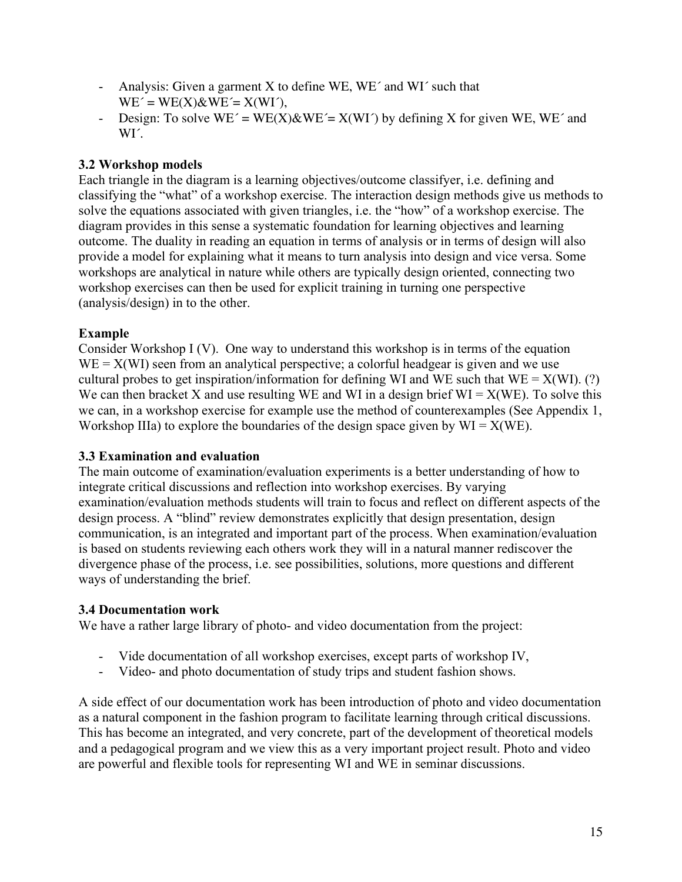- Analysis: Given a garment X to define WE, WE´ and WI´ such that $WE' = WE(X) \& WE' = X(WI')$,
- Design: To solve $WE' = WE(X) \& WE' = X(WI')$ by defining X for given WE, WE´ and WI´.

### 3.2 Workshop models

Each triangle in the diagram is a learning objectives/outcome classifyer, i.e. defining and classifying the "what" of a workshop exercise. The interaction design methods give us methods to solve the equations associated with given triangles, i.e. the "how" of a workshop exercise. The diagram provides in this sense a systematic foundation for learning objectives and learning outcome. The duality in reading an equation in terms of analysis or in terms of design will also provide a model for explaining what it means to turn analysis into design and vice versa. Some workshops are analytical in nature while others are typically design oriented, connecting two workshop exercises can then be used for explicit training in turning one perspective (analysis/design) in to the other.

**Example**

Consider Workshop I (V). One way to understand this workshop is in terms of the equation $WE = X(WI)$ seen from an analytical perspective; a colorful headgear is given and we use cultural probes to get inspiration/information for defining WI and WE such that $WE = X(WI)$. (?) We can then bracket X and use resulting WE and WI in a design brief $WI = X(WE)$. To solve this we can, in a workshop exercise for example use the method of counterexamples (See Appendix 1, Workshop IIIa) to explore the boundaries of the design space given by $WI = X(WE)$.

### 3.3 Examination and evaluation

The main outcome of examination/evaluation experiments is a better understanding of how to integrate critical discussions and reflection into workshop exercises. By varying examination/evaluation methods students will train to focus and reflect on different aspects of the design process. A "blind" review demonstrates explicitly that design presentation, design communication, is an integrated and important part of the process. When examination/evaluation is based on students reviewing each others work they will in a natural manner rediscover the divergence phase of the process, i.e. see possibilities, solutions, more questions and different ways of understanding the brief.

### 3.4 Documentation work

We have a rather large library of photo- and video documentation from the project:

- Vide documentation of all workshop exercises, except parts of workshop IV,
- Video- and photo documentation of study trips and student fashion shows.

A side effect of our documentation work has been introduction of photo and video documentation as a natural component in the fashion program to facilitate learning through critical discussions. This has become an integrated, and very concrete, part of the development of theoretical models and a pedagogical program and we view this as a very important project result. Photo and video are powerful and flexible tools for representing WI and WE in seminar discussions.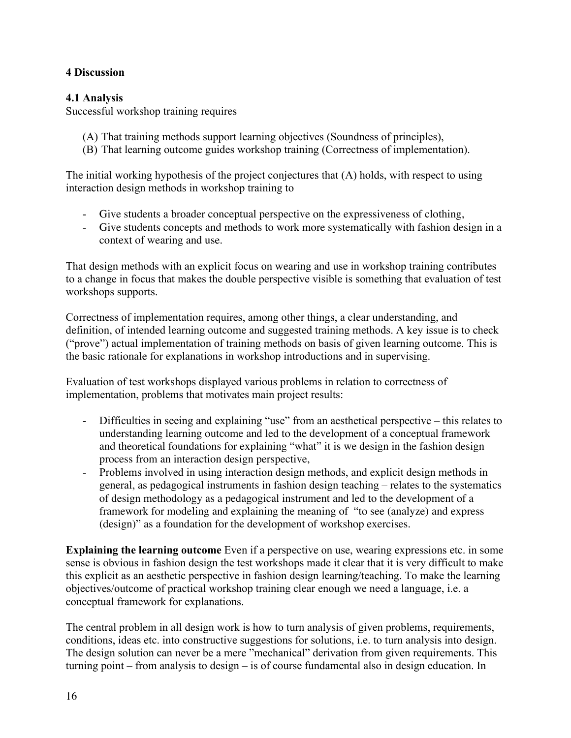## 4 Discussion

### 4.1 Analysis

Successful workshop training requires

(A) That training methods support learning objectives (Soundness of principles),
(B) That learning outcome guides workshop training (Correctness of implementation).

The initial working hypothesis of the project conjectures that (A) holds, with respect to using interaction design methods in workshop training to

- Give students a broader conceptual perspective on the expressiveness of clothing,
- Give students concepts and methods to work more systematically with fashion design in a context of wearing and use.

That design methods with an explicit focus on wearing and use in workshop training contributes to a change in focus that makes the double perspective visible is something that evaluation of test workshops supports.

Correctness of implementation requires, among other things, a clear understanding, and definition, of intended learning outcome and suggested training methods. A key issue is to check ("prove") actual implementation of training methods on basis of given learning outcome. This is the basic rationale for explanations in workshop introductions and in supervising.

Evaluation of test workshops displayed various problems in relation to correctness of implementation, problems that motivates main project results:

- Difficulties in seeing and explaining "use" from an aesthetical perspective – this relates to understanding learning outcome and led to the development of a conceptual framework and theoretical foundations for explaining "what" it is we design in the fashion design process from an interaction design perspective,
- Problems involved in using interaction design methods, and explicit design methods in general, as pedagogical instruments in fashion design teaching – relates to the systematics of design methodology as a pedagogical instrument and led to the development of a framework for modeling and explaining the meaning of "to see (analyze) and express (design)" as a foundation for the development of workshop exercises.

**Explaining the learning outcome** Even if a perspective on use, wearing expressions etc. in some sense is obvious in fashion design the test workshops made it clear that it is very difficult to make this explicit as an aesthetic perspective in fashion design learning/teaching. To make the learning objectives/outcome of practical workshop training clear enough we need a language, i.e. a conceptual framework for explanations.

The central problem in all design work is how to turn analysis of given problems, requirements, conditions, ideas etc. into constructive suggestions for solutions, i.e. to turn analysis into design. The design solution can never be a mere "mechanical" derivation from given requirements. This turning point – from analysis to design – is of course fundamental also in design education. In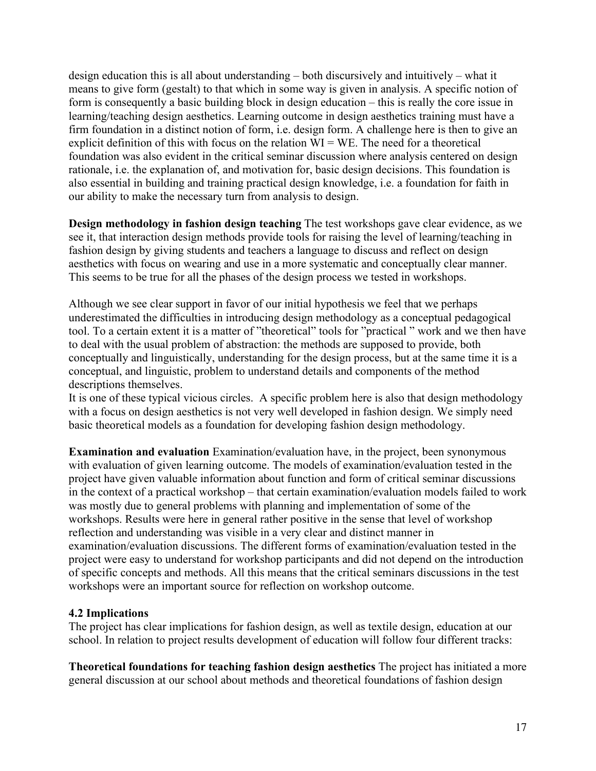design education this is all about understanding – both discursively and intuitively – what it means to give form (gestalt) to that which in some way is given in analysis. A specific notion of form is consequently a basic building block in design education – this is really the core issue in learning/teaching design aesthetics. Learning outcome in design aesthetics training must have a firm foundation in a distinct notion of form, i.e. design form. A challenge here is then to give an explicit definition of this with focus on the relation WI = WE. The need for a theoretical foundation was also evident in the critical seminar discussion where analysis centered on design rationale, i.e. the explanation of, and motivation for, basic design decisions. This foundation is also essential in building and training practical design knowledge, i.e. a foundation for faith in our ability to make the necessary turn from analysis to design.

**Design methodology in fashion design teaching** The test workshops gave clear evidence, as we see it, that interaction design methods provide tools for raising the level of learning/teaching in fashion design by giving students and teachers a language to discuss and reflect on design aesthetics with focus on wearing and use in a more systematic and conceptually clear manner. This seems to be true for all the phases of the design process we tested in workshops.

Although we see clear support in favor of our initial hypothesis we feel that we perhaps underestimated the difficulties in introducing design methodology as a conceptual pedagogical tool. To a certain extent it is a matter of ”theoretical” tools for ”practical ” work and we then have to deal with the usual problem of abstraction: the methods are supposed to provide, both conceptually and linguistically, understanding for the design process, but at the same time it is a conceptual, and linguistic, problem to understand details and components of the method descriptions themselves.
It is one of these typical vicious circles. A specific problem here is also that design methodology with a focus on design aesthetics is not very well developed in fashion design. We simply need basic theoretical models as a foundation for developing fashion design methodology.

**Examination and evaluation** Examination/evaluation have, in the project, been synonymous with evaluation of given learning outcome. The models of examination/evaluation tested in the project have given valuable information about function and form of critical seminar discussions in the context of a practical workshop – that certain examination/evaluation models failed to work was mostly due to general problems with planning and implementation of some of the workshops. Results were here in general rather positive in the sense that level of workshop reflection and understanding was visible in a very clear and distinct manner in examination/evaluation discussions. The different forms of examination/evaluation tested in the project were easy to understand for workshop participants and did not depend on the introduction of specific concepts and methods. All this means that the critical seminars discussions in the test workshops were an important source for reflection on workshop outcome.

### 4.2 Implications

The project has clear implications for fashion design, as well as textile design, education at our school. In relation to project results development of education will follow four different tracks:

**Theoretical foundations for teaching fashion design aesthetics** The project has initiated a more general discussion at our school about methods and theoretical foundations of fashion design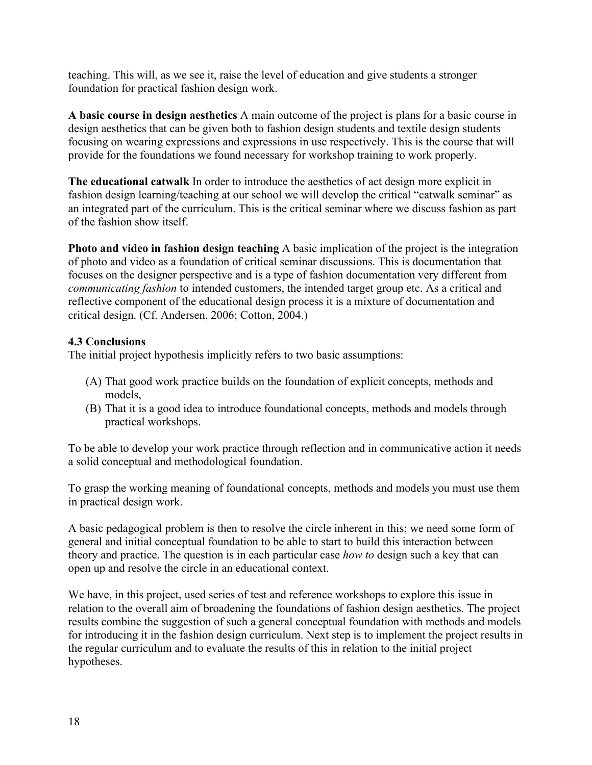teaching. This will, as we see it, raise the level of education and give students a stronger foundation for practical fashion design work.

**A basic course in design aesthetics** A main outcome of the project is plans for a basic course in design aesthetics that can be given both to fashion design students and textile design students focusing on wearing expressions and expressions in use respectively. This is the course that will provide for the foundations we found necessary for workshop training to work properly.

**The educational catwalk** In order to introduce the aesthetics of act design more explicit in fashion design learning/teaching at our school we will develop the critical "catwalk seminar" as an integrated part of the curriculum. This is the critical seminar where we discuss fashion as part of the fashion show itself.

**Photo and video in fashion design teaching** A basic implication of the project is the integration of photo and video as a foundation of critical seminar discussions. This is documentation that focuses on the designer perspective and is a type of fashion documentation very different from *communicating fashion* to intended customers, the intended target group etc. As a critical and reflective component of the educational design process it is a mixture of documentation and critical design. (Cf. Andersen, 2006; Cotton, 2004.)

### 4.3 Conclusions

The initial project hypothesis implicitly refers to two basic assumptions:

(A) That good work practice builds on the foundation of explicit concepts, methods and models,
(B) That it is a good idea to introduce foundational concepts, methods and models through practical workshops.

To be able to develop your work practice through reflection and in communicative action it needs a solid conceptual and methodological foundation.

To grasp the working meaning of foundational concepts, methods and models you must use them in practical design work.

A basic pedagogical problem is then to resolve the circle inherent in this; we need some form of general and initial conceptual foundation to be able to start to build this interaction between theory and practice. The question is in each particular case *how to* design such a key that can open up and resolve the circle in an educational context.

We have, in this project, used series of test and reference workshops to explore this issue in relation to the overall aim of broadening the foundations of fashion design aesthetics. The project results combine the suggestion of such a general conceptual foundation with methods and models for introducing it in the fashion design curriculum. Next step is to implement the project results in the regular curriculum and to evaluate the results of this in relation to the initial project hypotheses.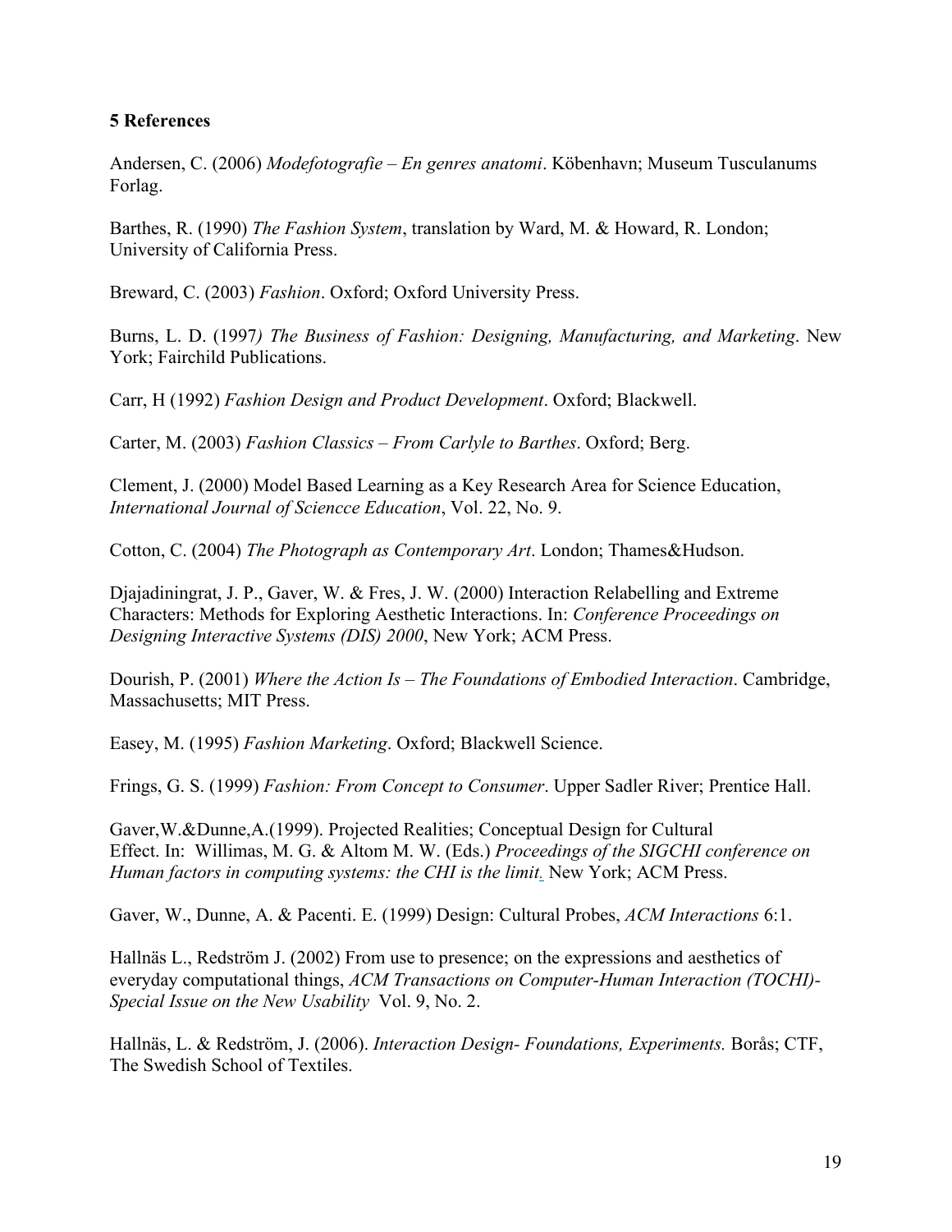## 5 References

Andersen, C. (2006) *Modefotografie – En genres anatomi*. Köbenhavn; Museum Tusculanums Forlag.

Barthes, R. (1990) *The Fashion System*, translation by Ward, M. & Howard, R. London; University of California Press.

Breward, C. (2003) *Fashion*. Oxford; Oxford University Press.

Burns, L. D. (1997*) The Business of Fashion: Designing, Manufacturing, and Marketing*. New York; Fairchild Publications.

Carr, H (1992) *Fashion Design and Product Development*. Oxford; Blackwell.

Carter, M. (2003) *Fashion Classics – From Carlyle to Barthes*. Oxford; Berg.

Clement, J. (2000) Model Based Learning as a Key Research Area for Science Education, *International Journal of Sciencce Education*, Vol. 22, No. 9.

Cotton, C. (2004) *The Photograph as Contemporary Art*. London; Thames&Hudson.

Djajadiningrat, J. P., Gaver, W. & Fres, J. W. (2000) Interaction Relabelling and Extreme Characters: Methods for Exploring Aesthetic Interactions. In: *Conference Proceedings on Designing Interactive Systems (DIS) 2000*, New York; ACM Press.

Dourish, P. (2001) *Where the Action Is – The Foundations of Embodied Interaction*. Cambridge, Massachusetts; MIT Press.

Easey, M. (1995) *Fashion Marketing*. Oxford; Blackwell Science.

Frings, G. S. (1999) *Fashion: From Concept to Consumer*. Upper Sadler River; Prentice Hall.

Gaver,W.&Dunne,A.(1999). Projected Realities; Conceptual Design for Cultural Effect. In: Willimas, M. G. & Altom M. W. (Eds.) *Proceedings of the SIGCHI conference on Human factors in computing systems: the CHI is the limit.* New York; ACM Press.

Gaver, W., Dunne, A. & Pacenti. E. (1999) Design: Cultural Probes, *ACM Interactions* 6:1.

Hallnäs L., Redström J. (2002) From use to presence; on the expressions and aesthetics of everyday computational things, *ACM Transactions on Computer-Human Interaction (TOCHI)-Special Issue on the New Usability* Vol. 9, No. 2.

Hallnäs, L. & Redström, J. (2006). *Interaction Design- Foundations, Experiments.* Borås; CTF, The Swedish School of Textiles.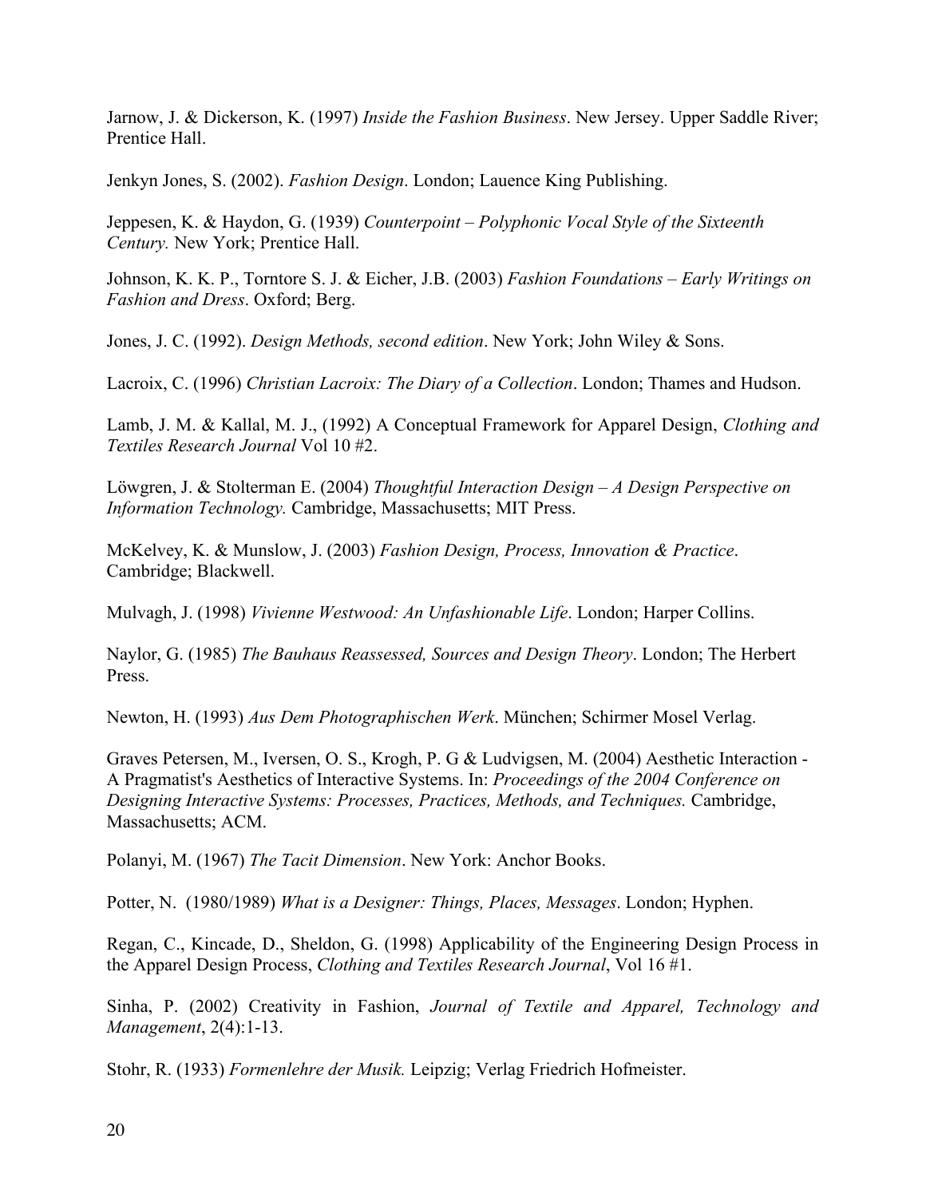Jarnow, J. & Dickerson, K. (1997) *Inside the Fashion Business*. New Jersey. Upper Saddle River; Prentice Hall.

Jenkyn Jones, S. (2002). *Fashion Design*. London; Lauence King Publishing.

Jeppesen, K. & Haydon, G. (1939) *Counterpoint – Polyphonic Vocal Style of the Sixteenth Century.* New York; Prentice Hall.

Johnson, K. K. P., Torntore S. J. & Eicher, J.B. (2003) *Fashion Foundations – Early Writings on Fashion and Dress*. Oxford; Berg.

Jones, J. C. (1992). *Design Methods, second edition*. New York; John Wiley & Sons.

Lacroix, C. (1996) *Christian Lacroix: The Diary of a Collection*. London; Thames and Hudson.

Lamb, J. M. & Kallal, M. J., (1992) A Conceptual Framework for Apparel Design, *Clothing and Textiles Research Journal* Vol 10 #2.

Löwgren, J. & Stolterman E. (2004) *Thoughtful Interaction Design – A Design Perspective on Information Technology.* Cambridge, Massachusetts; MIT Press.

McKelvey, K. & Munslow, J. (2003) *Fashion Design, Process, Innovation & Practice*. Cambridge; Blackwell.

Mulvagh, J. (1998) *Vivienne Westwood: An Unfashionable Life*. London; Harper Collins.

Naylor, G. (1985) *The Bauhaus Reassessed, Sources and Design Theory*. London; The Herbert Press.

Newton, H. (1993) *Aus Dem Photographischen Werk*. München; Schirmer Mosel Verlag.

Graves Petersen, M., Iversen, O. S., Krogh, P. G & Ludvigsen, M. (2004) Aesthetic Interaction - A Pragmatist's Aesthetics of Interactive Systems. In: *Proceedings of the 2004 Conference on Designing Interactive Systems: Processes, Practices, Methods, and Techniques.* Cambridge, Massachusetts; ACM.

Polanyi, M. (1967) *The Tacit Dimension*. New York: Anchor Books.

Potter, N. (1980/1989) *What is a Designer: Things, Places, Messages*. London; Hyphen.

Regan, C., Kincade, D., Sheldon, G. (1998) Applicability of the Engineering Design Process in the Apparel Design Process, *Clothing and Textiles Research Journal*, Vol 16 #1.

Sinha, P. (2002) Creativity in Fashion, *Journal of Textile and Apparel, Technology and Management*, 2(4):1-13.

Stohr, R. (1933) *Formenlehre der Musik.* Leipzig; Verlag Friedrich Hofmeister.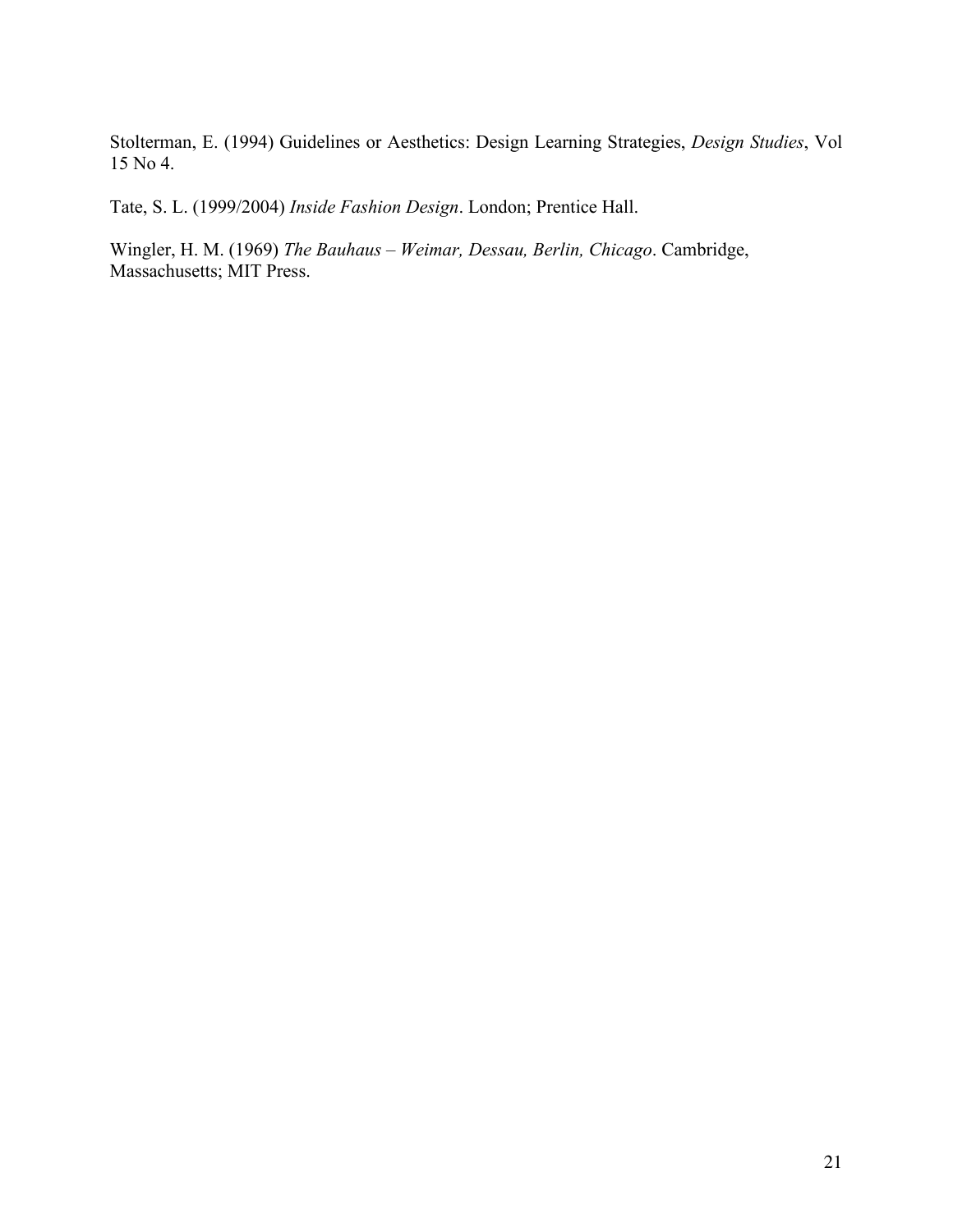Stolterman, E. (1994) Guidelines or Aesthetics: Design Learning Strategies, *Design Studies*, Vol 15 No 4.

Tate, S. L. (1999/2004) *Inside Fashion Design*. London; Prentice Hall.

Wingler, H. M. (1969) *The Bauhaus – Weimar, Dessau, Berlin, Chicago*. Cambridge, Massachusetts; MIT Press.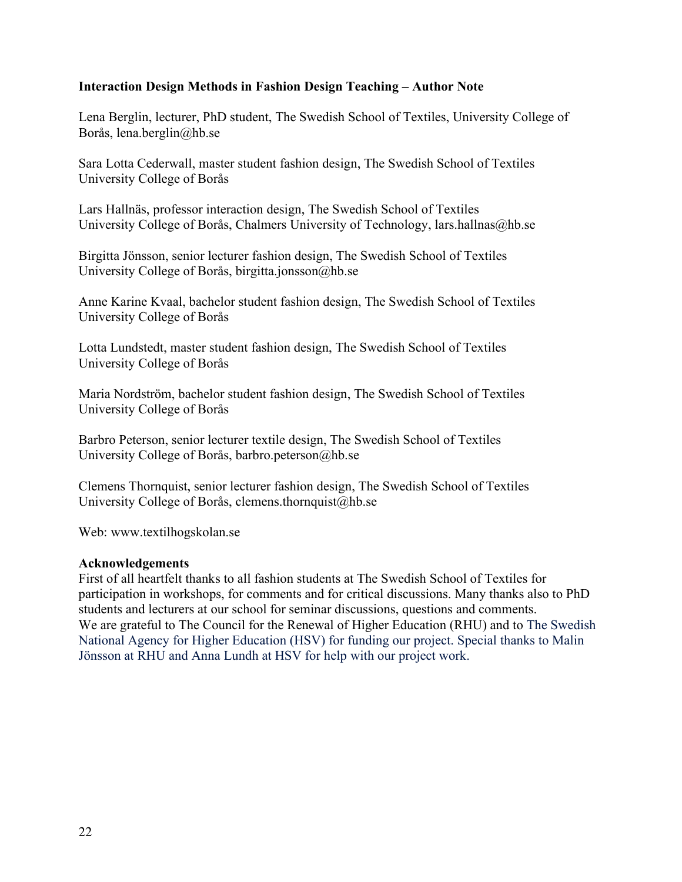**Interaction Design Methods in Fashion Design Teaching – Author Note**

Lena Berglin, lecturer, PhD student, The Swedish School of Textiles, University College of Borås, lena.berglin@hb.se

Sara Lotta Cederwall, master student fashion design, The Swedish School of Textiles University College of Borås

Lars Hallnäs, professor interaction design, The Swedish School of Textiles University College of Borås, Chalmers University of Technology, lars.hallnas@hb.se

Birgitta Jönsson, senior lecturer fashion design, The Swedish School of Textiles University College of Borås, birgitta.jonsson@hb.se

Anne Karine Kvaal, bachelor student fashion design, The Swedish School of Textiles University College of Borås

Lotta Lundstedt, master student fashion design, The Swedish School of Textiles University College of Borås

Maria Nordström, bachelor student fashion design, The Swedish School of Textiles University College of Borås

Barbro Peterson, senior lecturer textile design, The Swedish School of Textiles University College of Borås, barbro.peterson@hb.se

Clemens Thornquist, senior lecturer fashion design, The Swedish School of Textiles University College of Borås, clemens.thornquist@hb.se

Web: www.textilhogskolan.se

**Acknowledgements**

First of all heartfelt thanks to all fashion students at The Swedish School of Textiles for participation in workshops, for comments and for critical discussions. Many thanks also to PhD students and lecturers at our school for seminar discussions, questions and comments. We are grateful to The Council for the Renewal of Higher Education (RHU) and to The Swedish National Agency for Higher Education (HSV) for funding our project. Special thanks to Malin Jönsson at RHU and Anna Lundh at HSV for help with our project work.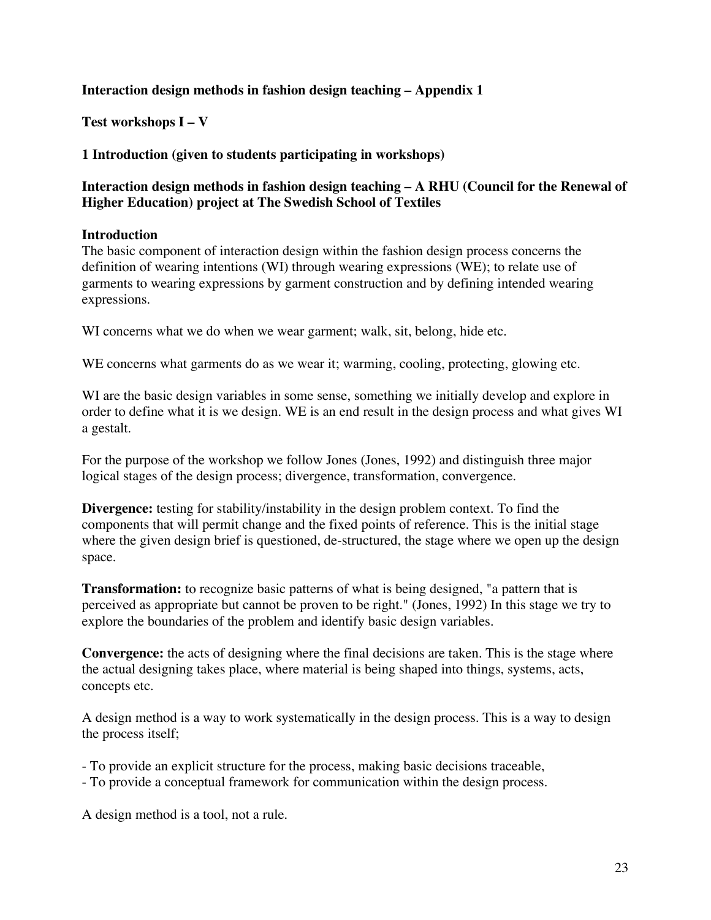**Interaction design methods in fashion design teaching – Appendix 1**

**Test workshops I – V**

**1 Introduction (given to students participating in workshops)**

**Interaction design methods in fashion design teaching – A RHU (Council for the Renewal of Higher Education) project at The Swedish School of Textiles**

**Introduction**

The basic component of interaction design within the fashion design process concerns the definition of wearing intentions (WI) through wearing expressions (WE); to relate use of garments to wearing expressions by garment construction and by defining intended wearing expressions.

WI concerns what we do when we wear garment; walk, sit, belong, hide etc.

WE concerns what garments do as we wear it; warming, cooling, protecting, glowing etc.

WI are the basic design variables in some sense, something we initially develop and explore in order to define what it is we design. WE is an end result in the design process and what gives WI a gestalt.

For the purpose of the workshop we follow Jones (Jones, 1992) and distinguish three major logical stages of the design process; divergence, transformation, convergence.

**Divergence:** testing for stability/instability in the design problem context. To find the components that will permit change and the fixed points of reference. This is the initial stage where the given design brief is questioned, de-structured, the stage where we open up the design space.

**Transformation:** to recognize basic patterns of what is being designed, "a pattern that is perceived as appropriate but cannot be proven to be right." (Jones, 1992) In this stage we try to explore the boundaries of the problem and identify basic design variables.

**Convergence:** the acts of designing where the final decisions are taken. This is the stage where the actual designing takes place, where material is being shaped into things, systems, acts, concepts etc.

A design method is a way to work systematically in the design process. This is a way to design the process itself;

- To provide an explicit structure for the process, making basic decisions traceable,
- To provide a conceptual framework for communication within the design process.

A design method is a tool, not a rule.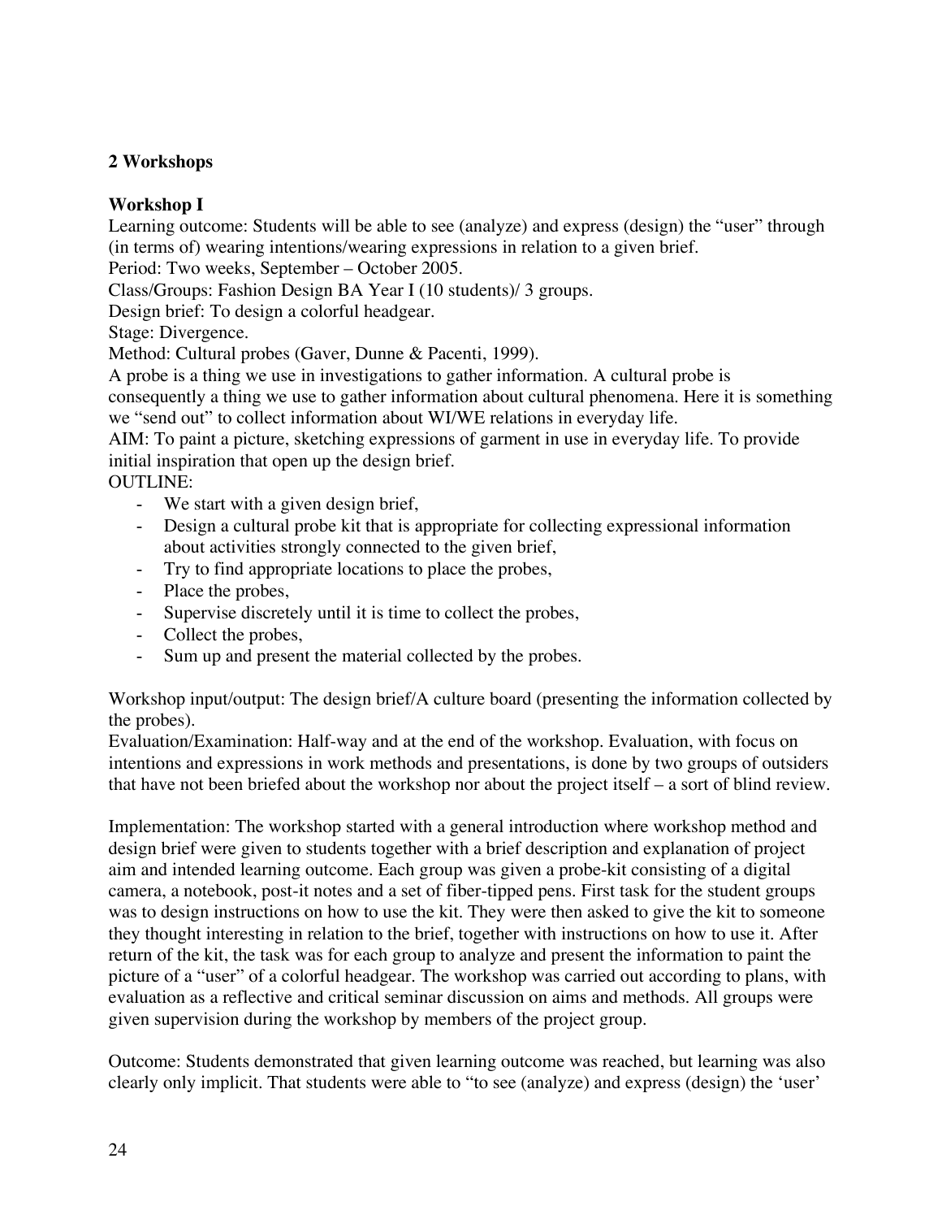## 2 Workshops

### Workshop I

Learning outcome: Students will be able to see (analyze) and express (design) the "user" through (in terms of) wearing intentions/wearing expressions in relation to a given brief.
Period: Two weeks, September – October 2005.
Class/Groups: Fashion Design BA Year I (10 students)/ 3 groups.
Design brief: To design a colorful headgear.
Stage: Divergence.
Method: Cultural probes (Gaver, Dunne & Pacenti, 1999).
A probe is a thing we use in investigations to gather information. A cultural probe is consequently a thing we use to gather information about cultural phenomena. Here it is something we "send out" to collect information about WI/WE relations in everyday life.
AIM: To paint a picture, sketching expressions of garment in use in everyday life. To provide initial inspiration that open up the design brief.
OUTLINE:

- We start with a given design brief,
- Design a cultural probe kit that is appropriate for collecting expressional information about activities strongly connected to the given brief,
- Try to find appropriate locations to place the probes,
- Place the probes,
- Supervise discretely until it is time to collect the probes,
- Collect the probes,
- Sum up and present the material collected by the probes.

Workshop input/output: The design brief/A culture board (presenting the information collected by the probes).
Evaluation/Examination: Half-way and at the end of the workshop. Evaluation, with focus on intentions and expressions in work methods and presentations, is done by two groups of outsiders that have not been briefed about the workshop nor about the project itself – a sort of blind review.

Implementation: The workshop started with a general introduction where workshop method and design brief were given to students together with a brief description and explanation of project aim and intended learning outcome. Each group was given a probe-kit consisting of a digital camera, a notebook, post-it notes and a set of fiber-tipped pens. First task for the student groups was to design instructions on how to use the kit. They were then asked to give the kit to someone they thought interesting in relation to the brief, together with instructions on how to use it. After return of the kit, the task was for each group to analyze and present the information to paint the picture of a "user" of a colorful headgear. The workshop was carried out according to plans, with evaluation as a reflective and critical seminar discussion on aims and methods. All groups were given supervision during the workshop by members of the project group.

Outcome: Students demonstrated that given learning outcome was reached, but learning was also clearly only implicit. That students were able to "to see (analyze) and express (design) the 'user'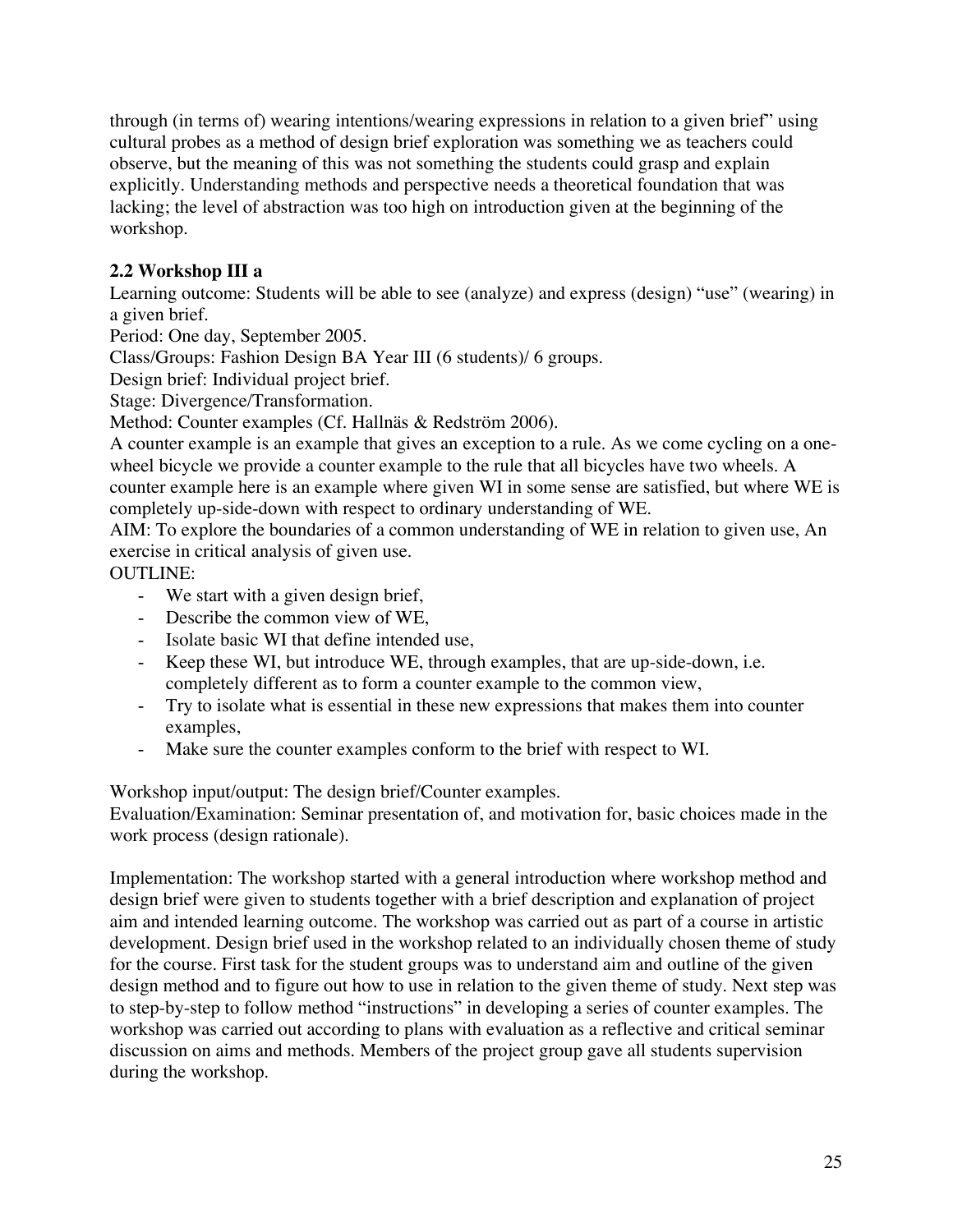through (in terms of) wearing intentions/wearing expressions in relation to a given brief" using cultural probes as a method of design brief exploration was something we as teachers could observe, but the meaning of this was not something the students could grasp and explain explicitly. Understanding methods and perspective needs a theoretical foundation that was lacking; the level of abstraction was too high on introduction given at the beginning of the workshop.

### 2.2 Workshop III a

Learning outcome: Students will be able to see (analyze) and express (design) "use" (wearing) in a given brief.

Period: One day, September 2005.

Class/Groups: Fashion Design BA Year III (6 students)/ 6 groups.

Design brief: Individual project brief.

Stage: Divergence/Transformation.

Method: Counter examples (Cf. Hallnäs & Redström 2006).

A counter example is an example that gives an exception to a rule. As we come cycling on a one-wheel bicycle we provide a counter example to the rule that all bicycles have two wheels. A counter example here is an example where given WI in some sense are satisfied, but where WE is completely up-side-down with respect to ordinary understanding of WE.

AIM: To explore the boundaries of a common understanding of WE in relation to given use, An exercise in critical analysis of given use.

OUTLINE:

- We start with a given design brief,
- Describe the common view of WE,
- Isolate basic WI that define intended use,
- Keep these WI, but introduce WE, through examples, that are up-side-down, i.e. completely different as to form a counter example to the common view,
- Try to isolate what is essential in these new expressions that makes them into counter examples,
- Make sure the counter examples conform to the brief with respect to WI.

Workshop input/output: The design brief/Counter examples.

Evaluation/Examination: Seminar presentation of, and motivation for, basic choices made in the work process (design rationale).

Implementation: The workshop started with a general introduction where workshop method and design brief were given to students together with a brief description and explanation of project aim and intended learning outcome. The workshop was carried out as part of a course in artistic development. Design brief used in the workshop related to an individually chosen theme of study for the course. First task for the student groups was to understand aim and outline of the given design method and to figure out how to use in relation to the given theme of study. Next step was to step-by-step to follow method "instructions" in developing a series of counter examples. The workshop was carried out according to plans with evaluation as a reflective and critical seminar discussion on aims and methods. Members of the project group gave all students supervision during the workshop.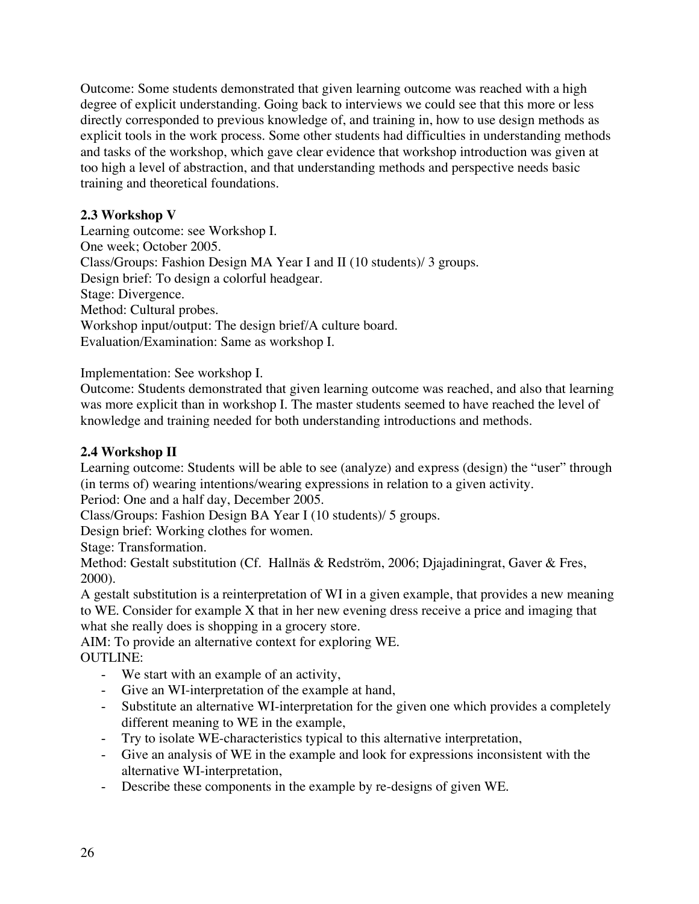Outcome: Some students demonstrated that given learning outcome was reached with a high degree of explicit understanding. Going back to interviews we could see that this more or less directly corresponded to previous knowledge of, and training in, how to use design methods as explicit tools in the work process. Some other students had difficulties in understanding methods and tasks of the workshop, which gave clear evidence that workshop introduction was given at too high a level of abstraction, and that understanding methods and perspective needs basic training and theoretical foundations.

### 2.3 Workshop V

Learning outcome: see Workshop I.
One week; October 2005.
Class/Groups: Fashion Design MA Year I and II (10 students)/ 3 groups.
Design brief: To design a colorful headgear.
Stage: Divergence.
Method: Cultural probes.
Workshop input/output: The design brief/A culture board.
Evaluation/Examination: Same as workshop I.

Implementation: See workshop I.
Outcome: Students demonstrated that given learning outcome was reached, and also that learning was more explicit than in workshop I. The master students seemed to have reached the level of knowledge and training needed for both understanding introductions and methods.

### 2.4 Workshop II

Learning outcome: Students will be able to see (analyze) and express (design) the "user" through (in terms of) wearing intentions/wearing expressions in relation to a given activity.
Period: One and a half day, December 2005.
Class/Groups: Fashion Design BA Year I (10 students)/ 5 groups.
Design brief: Working clothes for women.
Stage: Transformation.
Method: Gestalt substitution (Cf. Hallnäs & Redström, 2006; Djajadiningrat, Gaver & Fres, 2000).
A gestalt substitution is a reinterpretation of WI in a given example, that provides a new meaning to WE. Consider for example X that in her new evening dress receive a price and imaging that what she really does is shopping in a grocery store.
AIM: To provide an alternative context for exploring WE.
OUTLINE:

- We start with an example of an activity,
- Give an WI-interpretation of the example at hand,
- Substitute an alternative WI-interpretation for the given one which provides a completely different meaning to WE in the example,
- Try to isolate WE-characteristics typical to this alternative interpretation,
- Give an analysis of WE in the example and look for expressions inconsistent with the alternative WI-interpretation,
- Describe these components in the example by re-designs of given WE.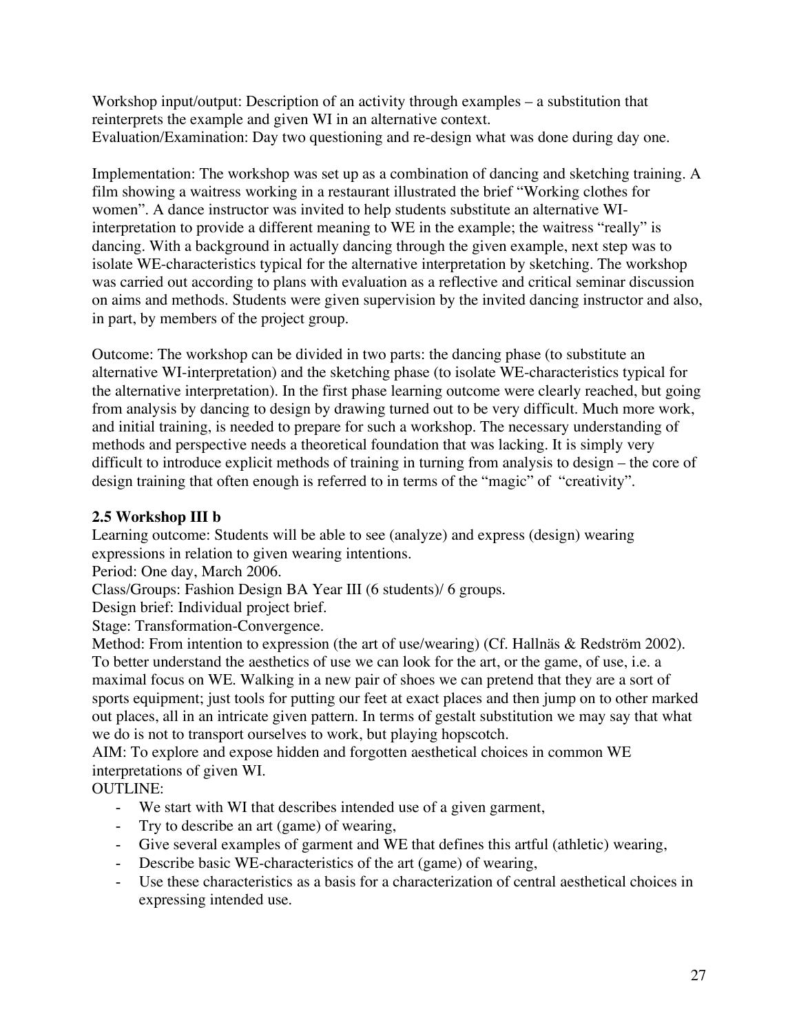Workshop input/output: Description of an activity through examples – a substitution that reinterprets the example and given WI in an alternative context.
Evaluation/Examination: Day two questioning and re-design what was done during day one.

Implementation: The workshop was set up as a combination of dancing and sketching training. A film showing a waitress working in a restaurant illustrated the brief "Working clothes for women". A dance instructor was invited to help students substitute an alternative WI-interpretation to provide a different meaning to WE in the example; the waitress "really" is dancing. With a background in actually dancing through the given example, next step was to isolate WE-characteristics typical for the alternative interpretation by sketching. The workshop was carried out according to plans with evaluation as a reflective and critical seminar discussion on aims and methods. Students were given supervision by the invited dancing instructor and also, in part, by members of the project group.

Outcome: The workshop can be divided in two parts: the dancing phase (to substitute an alternative WI-interpretation) and the sketching phase (to isolate WE-characteristics typical for the alternative interpretation). In the first phase learning outcome were clearly reached, but going from analysis by dancing to design by drawing turned out to be very difficult. Much more work, and initial training, is needed to prepare for such a workshop. The necessary understanding of methods and perspective needs a theoretical foundation that was lacking. It is simply very difficult to introduce explicit methods of training in turning from analysis to design – the core of design training that often enough is referred to in terms of the "magic" of "creativity".

### 2.5 Workshop III b

Learning outcome: Students will be able to see (analyze) and express (design) wearing expressions in relation to given wearing intentions.
Period: One day, March 2006.
Class/Groups: Fashion Design BA Year III (6 students)/ 6 groups.
Design brief: Individual project brief.
Stage: Transformation-Convergence.
Method: From intention to expression (the art of use/wearing) (Cf. Hallnäs & Redström 2002). To better understand the aesthetics of use we can look for the art, or the game, of use, i.e. a maximal focus on WE. Walking in a new pair of shoes we can pretend that they are a sort of sports equipment; just tools for putting our feet at exact places and then jump on to other marked out places, all in an intricate given pattern. In terms of gestalt substitution we may say that what we do is not to transport ourselves to work, but playing hopscotch.
AIM: To explore and expose hidden and forgotten aesthetical choices in common WE interpretations of given WI.
OUTLINE:

- We start with WI that describes intended use of a given garment,
- Try to describe an art (game) of wearing,
- Give several examples of garment and WE that defines this artful (athletic) wearing,
- Describe basic WE-characteristics of the art (game) of wearing,
- Use these characteristics as a basis for a characterization of central aesthetical choices in expressing intended use.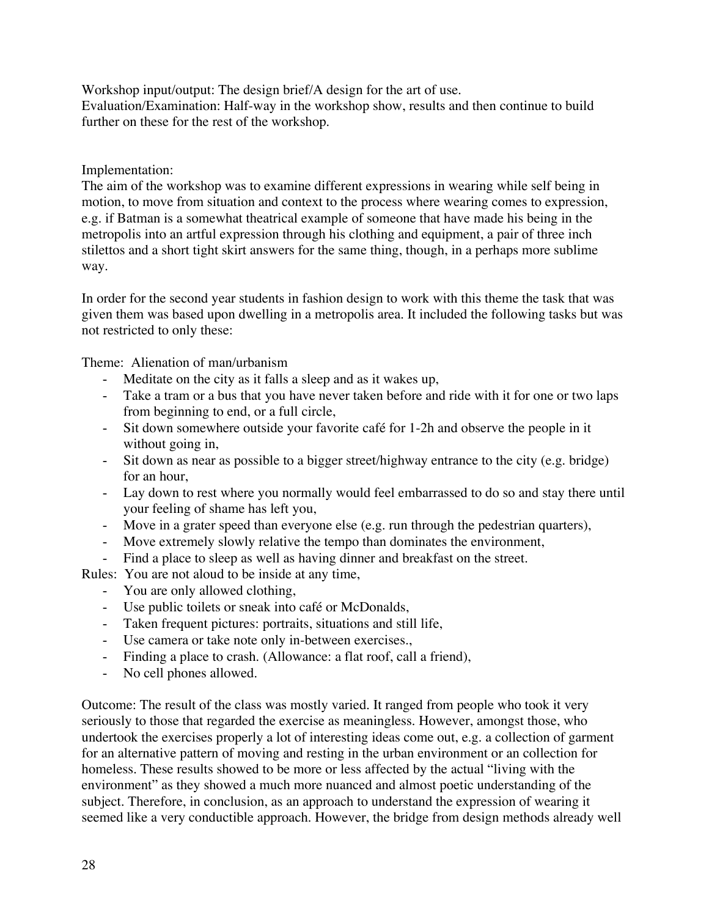Workshop input/output: The design brief/A design for the art of use.
Evaluation/Examination: Half-way in the workshop show, results and then continue to build further on these for the rest of the workshop.

Implementation:
The aim of the workshop was to examine different expressions in wearing while self being in motion, to move from situation and context to the process where wearing comes to expression, e.g. if Batman is a somewhat theatrical example of someone that have made his being in the metropolis into an artful expression through his clothing and equipment, a pair of three inch stilettos and a short tight skirt answers for the same thing, though, in a perhaps more sublime way.

In order for the second year students in fashion design to work with this theme the task that was given them was based upon dwelling in a metropolis area. It included the following tasks but was not restricted to only these:

Theme: Alienation of man/urbanism

- Meditate on the city as it falls a sleep and as it wakes up,
- Take a tram or a bus that you have never taken before and ride with it for one or two laps from beginning to end, or a full circle,
- Sit down somewhere outside your favorite café for 1-2h and observe the people in it without going in,
- Sit down as near as possible to a bigger street/highway entrance to the city (e.g. bridge) for an hour,
- Lay down to rest where you normally would feel embarrassed to do so and stay there until your feeling of shame has left you,
- Move in a grater speed than everyone else (e.g. run through the pedestrian quarters),
- Move extremely slowly relative the tempo than dominates the environment,
- Find a place to sleep as well as having dinner and breakfast on the street.

Rules: You are not aloud to be inside at any time,

- You are only allowed clothing,
- Use public toilets or sneak into café or McDonalds,
- Taken frequent pictures: portraits, situations and still life,
- Use camera or take note only in-between exercises.,
- Finding a place to crash. (Allowance: a flat roof, call a friend),
- No cell phones allowed.

Outcome: The result of the class was mostly varied. It ranged from people who took it very seriously to those that regarded the exercise as meaningless. However, amongst those, who undertook the exercises properly a lot of interesting ideas come out, e.g. a collection of garment for an alternative pattern of moving and resting in the urban environment or an collection for homeless. These results showed to be more or less affected by the actual "living with the environment" as they showed a much more nuanced and almost poetic understanding of the subject. Therefore, in conclusion, as an approach to understand the expression of wearing it seemed like a very conductible approach. However, the bridge from design methods already well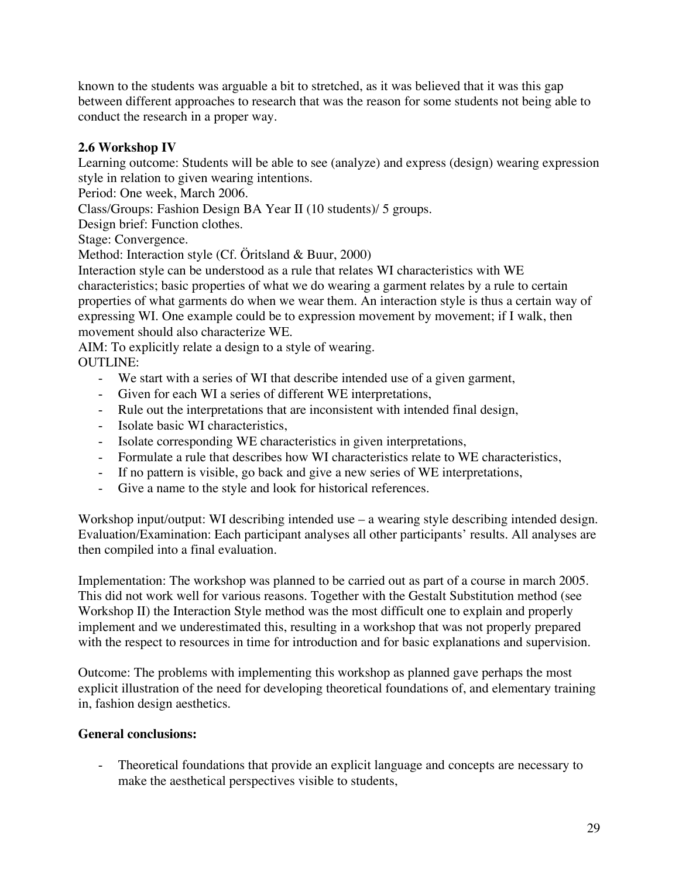known to the students was arguable a bit to stretched, as it was believed that it was this gap between different approaches to research that was the reason for some students not being able to conduct the research in a proper way.

### 2.6 Workshop IV

Learning outcome: Students will be able to see (analyze) and express (design) wearing expression style in relation to given wearing intentions.

Period: One week, March 2006.

Class/Groups: Fashion Design BA Year II (10 students)/ 5 groups.

Design brief: Function clothes.

Stage: Convergence.

Method: Interaction style (Cf. Öritsland & Buur, 2000)

Interaction style can be understood as a rule that relates WI characteristics with WE characteristics; basic properties of what we do wearing a garment relates by a rule to certain properties of what garments do when we wear them. An interaction style is thus a certain way of expressing WI. One example could be to expression movement by movement; if I walk, then movement should also characterize WE.

AIM: To explicitly relate a design to a style of wearing.

OUTLINE:

- We start with a series of WI that describe intended use of a given garment,
- Given for each WI a series of different WE interpretations,
- Rule out the interpretations that are inconsistent with intended final design,
- Isolate basic WI characteristics,
- Isolate corresponding WE characteristics in given interpretations,
- Formulate a rule that describes how WI characteristics relate to WE characteristics,
- If no pattern is visible, go back and give a new series of WE interpretations,
- Give a name to the style and look for historical references.

Workshop input/output: WI describing intended use – a wearing style describing intended design.

Evaluation/Examination: Each participant analyses all other participants' results. All analyses are then compiled into a final evaluation.

Implementation: The workshop was planned to be carried out as part of a course in march 2005. This did not work well for various reasons. Together with the Gestalt Substitution method (see Workshop II) the Interaction Style method was the most difficult one to explain and properly implement and we underestimated this, resulting in a workshop that was not properly prepared with the respect to resources in time for introduction and for basic explanations and supervision.

Outcome: The problems with implementing this workshop as planned gave perhaps the most explicit illustration of the need for developing theoretical foundations of, and elementary training in, fashion design aesthetics.

**General conclusions:**

- Theoretical foundations that provide an explicit language and concepts are necessary to make the aesthetical perspectives visible to students,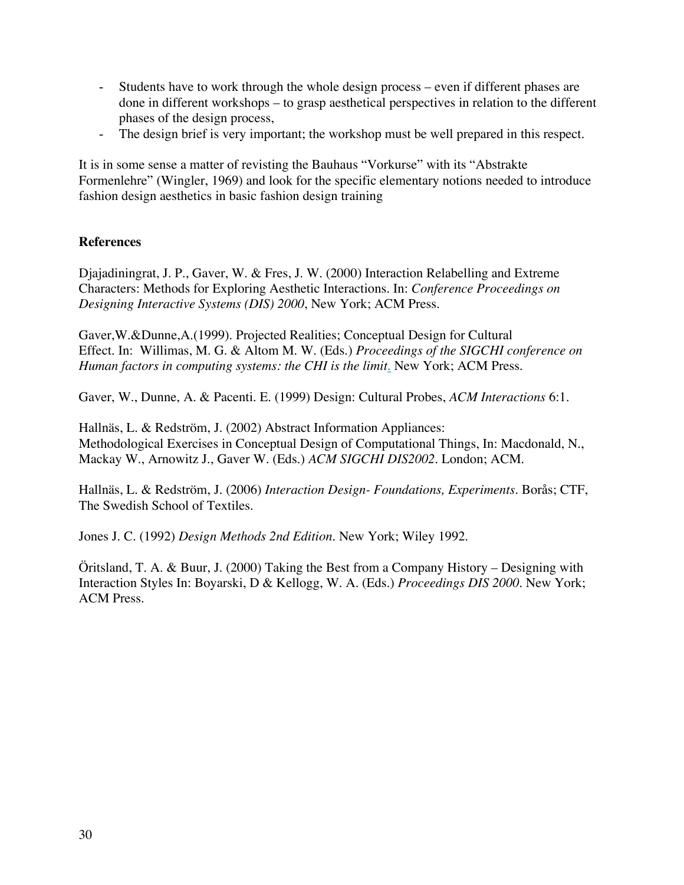- Students have to work through the whole design process – even if different phases are done in different workshops – to grasp aesthetical perspectives in relation to the different phases of the design process,
- The design brief is very important; the workshop must be well prepared in this respect.

It is in some sense a matter of revisting the Bauhaus "Vorkurse" with its "Abstrakte Formenlehre" (Wingler, 1969) and look for the specific elementary notions needed to introduce fashion design aesthetics in basic fashion design training

**References**

Djajadiningrat, J. P., Gaver, W. & Fres, J. W. (2000) Interaction Relabelling and Extreme Characters: Methods for Exploring Aesthetic Interactions. In: *Conference Proceedings on Designing Interactive Systems (DIS) 2000*, New York; ACM Press.

Gaver,W.&Dunne,A.(1999). Projected Realities; Conceptual Design for Cultural Effect. In: Willimas, M. G. & Altom M. W. (Eds.) *Proceedings of the SIGCHI conference on Human factors in computing systems: the CHI is the limit*. New York; ACM Press.

Gaver, W., Dunne, A. & Pacenti. E. (1999) Design: Cultural Probes, *ACM Interactions* 6:1.

Hallnäs, L. & Redström, J. (2002) Abstract Information Appliances: Methodological Exercises in Conceptual Design of Computational Things, In: Macdonald, N., Mackay W., Arnowitz J., Gaver W. (Eds.) *ACM SIGCHI DIS2002*. London; ACM.

Hallnäs, L. & Redström, J. (2006) *Interaction Design- Foundations, Experiments*. Borås; CTF, The Swedish School of Textiles.

Jones J. C. (1992) *Design Methods 2nd Edition*. New York; Wiley 1992.

Öritsland, T. A. & Buur, J. (2000) Taking the Best from a Company History – Designing with Interaction Styles In: Boyarski, D & Kellogg, W. A. (Eds.) *Proceedings DIS 2000*. New York; ACM Press.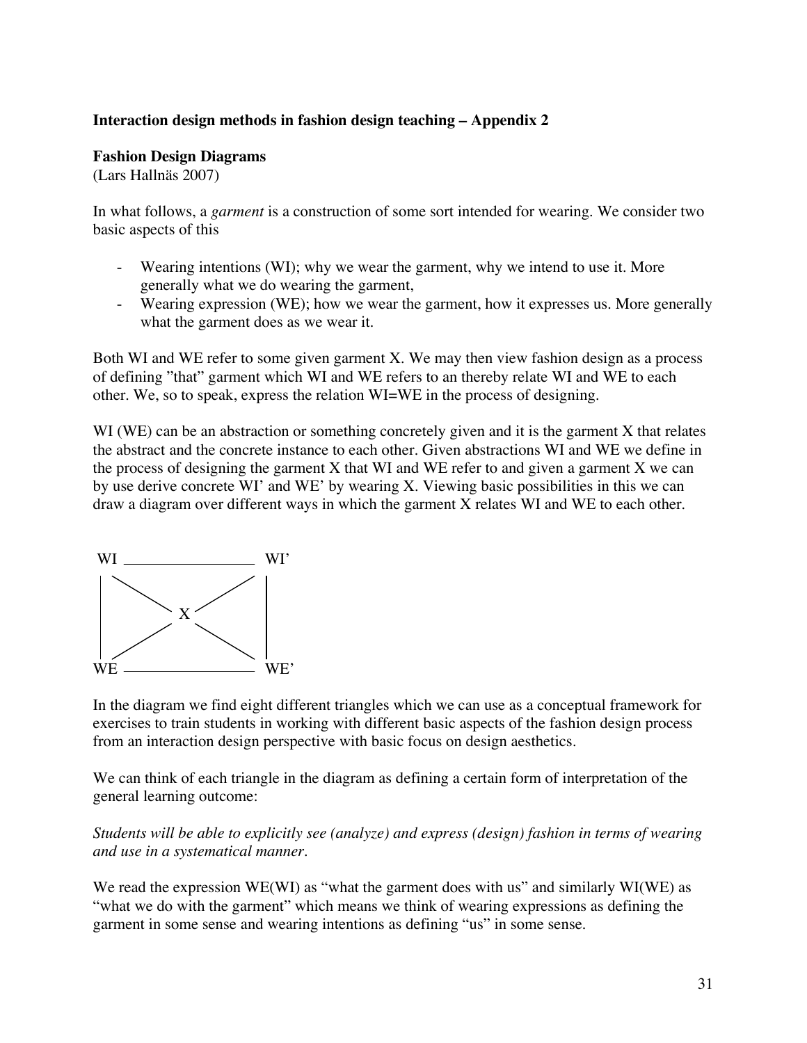**Interaction design methods in fashion design teaching – Appendix 2**

**Fashion Design Diagrams**
(Lars Hallnäs 2007)

In what follows, a *garment* is a construction of some sort intended for wearing. We consider two basic aspects of this

- Wearing intentions (WI); why we wear the garment, why we intend to use it. More generally what we do wearing the garment,
- Wearing expression (WE); how we wear the garment, how it expresses us. More generally what the garment does as we wear it.

Both WI and WE refer to some given garment X. We may then view fashion design as a process of defining "that" garment which WI and WE refers to an thereby relate WI and WE to each other. We, so to speak, express the relation WI=WE in the process of designing.

WI (WE) can be an abstraction or something concretely given and it is the garment X that relates the abstract and the concrete instance to each other. Given abstractions WI and WE we define in the process of designing the garment X that WI and WE refer to and given a garment X we can by use derive concrete WI' and WE' by wearing X. Viewing basic possibilities in this we can draw a diagram over different ways in which the garment X relates WI and WE to each other.

```
WI  ______________  WI'
 |  \            /  |
 |    \        /    |
 |        X         |
 |    /        \    |
 |  /            \  |
WE  ______________  WE'
```

In the diagram we find eight different triangles which we can use as a conceptual framework for exercises to train students in working with different basic aspects of the fashion design process from an interaction design perspective with basic focus on design aesthetics.

We can think of each triangle in the diagram as defining a certain form of interpretation of the general learning outcome:

*Students will be able to explicitly see (analyze) and express (design) fashion in terms of wearing and use in a systematical manner.*

We read the expression WE(WI) as "what the garment does with us" and similarly WI(WE) as "what we do with the garment" which means we think of wearing expressions as defining the garment in some sense and wearing intentions as defining "us" in some sense.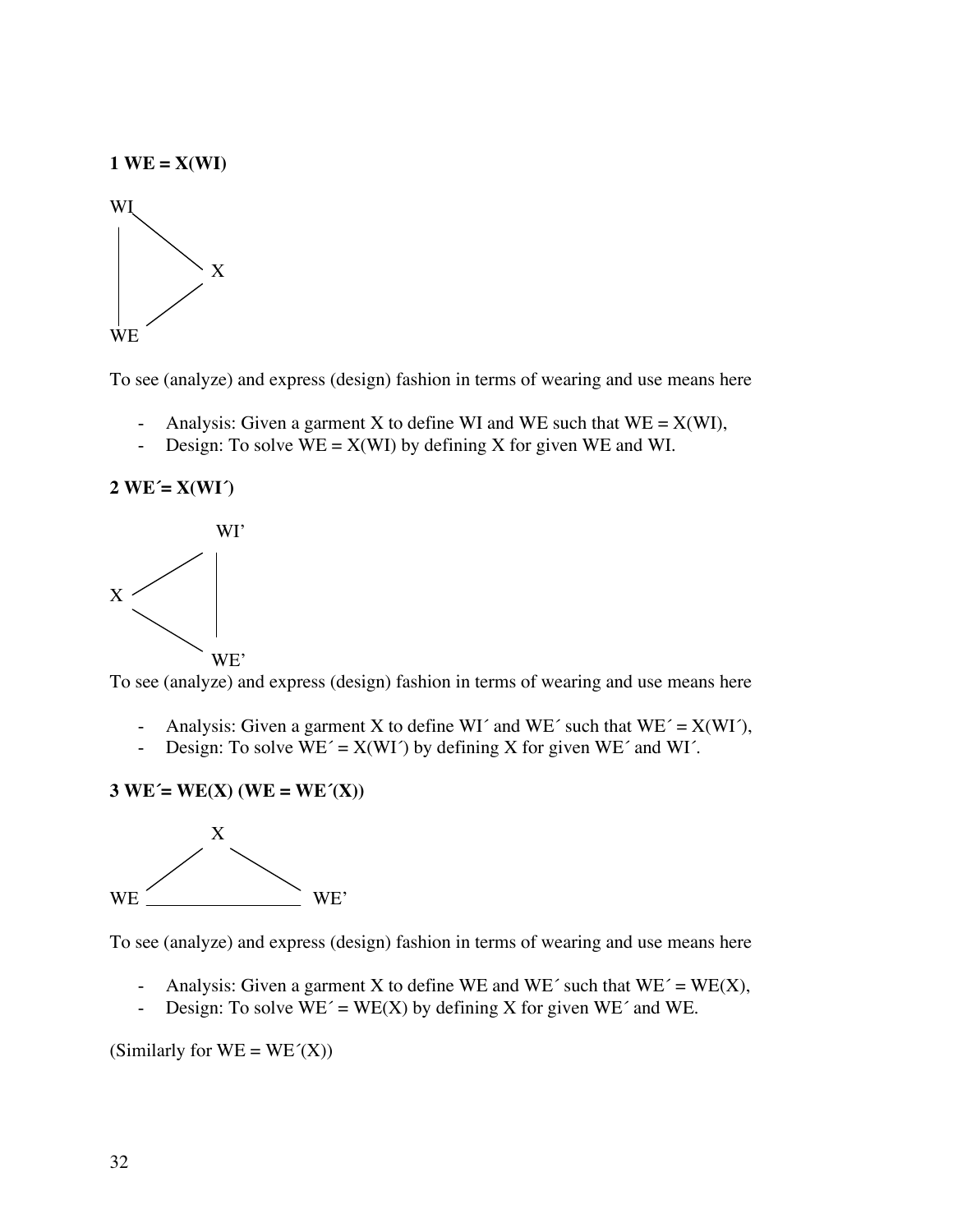**1 WE = X(WI)**

To see (analyze) and express (design) fashion in terms of wearing and use means here

- Analysis: Given a garment X to define WI and WE such that WE = X(WI),
- Design: To solve WE = X(WI) by defining X for given WE and WI.

**2 WE´= X(WI´)**

To see (analyze) and express (design) fashion in terms of wearing and use means here

- Analysis: Given a garment X to define WI´ and WE´ such that WE´ = X(WI´),
- Design: To solve WE´ = X(WI´) by defining X for given WE´ and WI´.

**3 WE´= WE(X) (WE = WE´(X))**

To see (analyze) and express (design) fashion in terms of wearing and use means here

- Analysis: Given a garment X to define WE and WE´ such that WE´ = WE(X),
- Design: To solve WE´ = WE(X) by defining X for given WE´ and WE.

(Similarly for WE = WE´(X))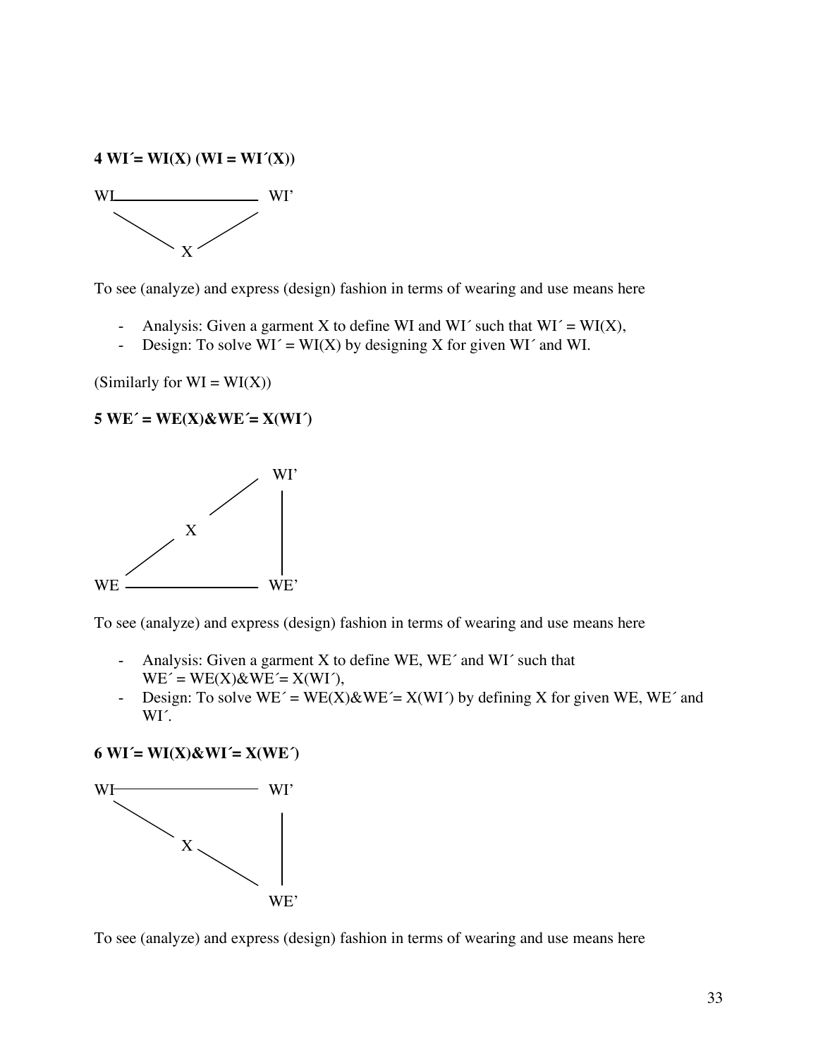**4 WI´= WI(X) (WI = WI´(X))**

To see (analyze) and express (design) fashion in terms of wearing and use means here

- Analysis: Given a garment X to define WI and WI´ such that WI´ = WI(X),
- Design: To solve WI´ = WI(X) by designing X for given WI´ and WI.

(Similarly for WI = WI(X))

**5 WE´ = WE(X)&WE´= X(WI´)**

To see (analyze) and express (design) fashion in terms of wearing and use means here

- Analysis: Given a garment X to define WE, WE´ and WI´ such that WE´ = WE(X)&WE´= X(WI´),
- Design: To solve WE´ = WE(X)&WE´= X(WI´) by defining X for given WE, WE´ and WI´.

**6 WI´= WI(X)&WI´= X(WE´)**

To see (analyze) and express (design) fashion in terms of wearing and use means here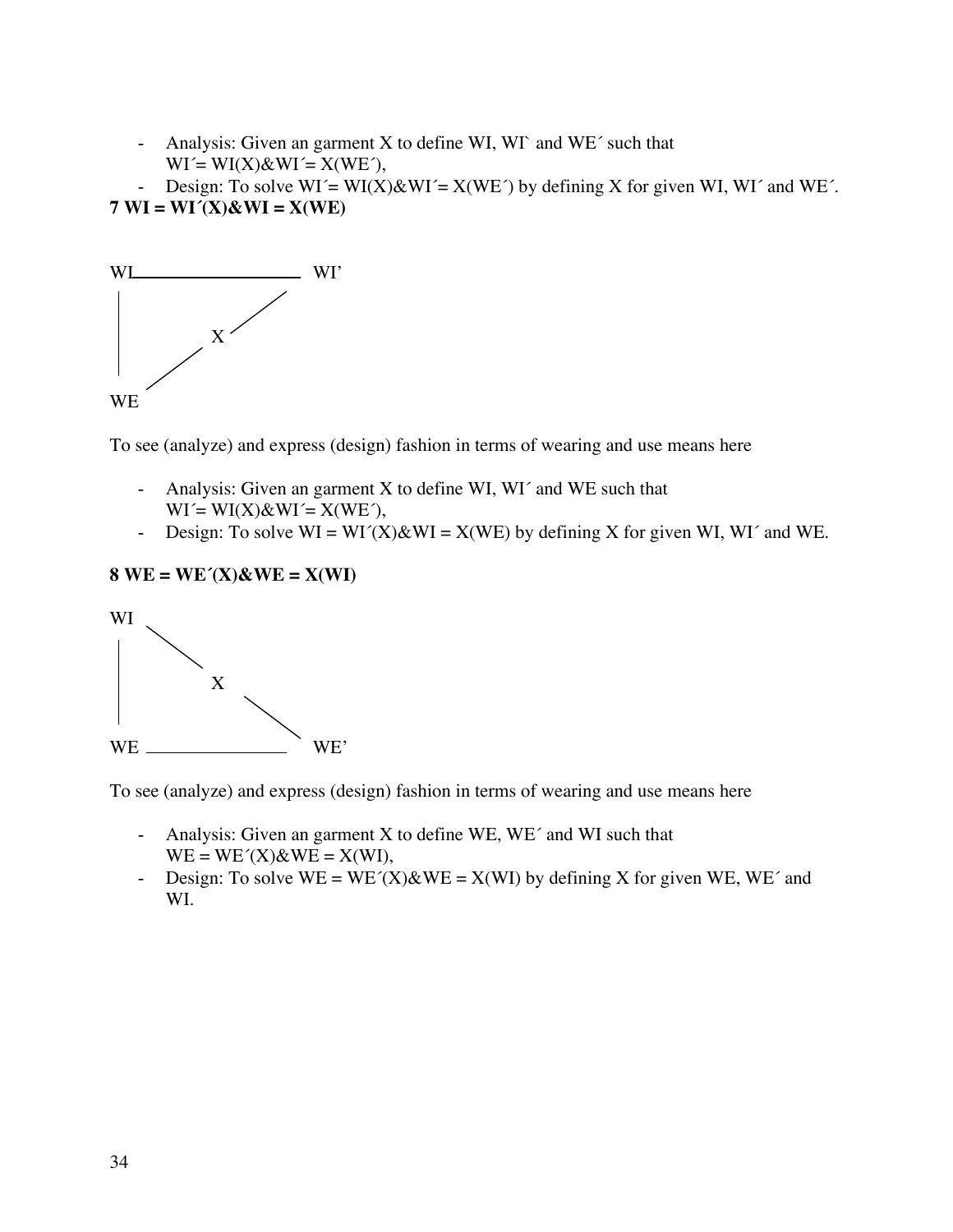- Analysis: Given an garment X to define WI, WI` and WE´ such that WI´= WI(X)&WI´= X(WE´),
- Design: To solve WI´= WI(X)&WI´= X(WE´) by defining X for given WI, WI´ and WE´.

**7 WI = WI´(X)&WI = X(WE)**

WI WI'

X

WE

To see (analyze) and express (design) fashion in terms of wearing and use means here

- Analysis: Given an garment X to define WI, WI´ and WE such that WI´= WI(X)&WI´= X(WE´),
- Design: To solve WI = WI´(X)&WI = X(WE) by defining X for given WI, WI´ and WE.

**8 WE = WE´(X)&WE = X(WI)**

WI

X

WE WE'

To see (analyze) and express (design) fashion in terms of wearing and use means here

- Analysis: Given an garment X to define WE, WE´ and WI such that WE = WE´(X)&WE = X(WI),
- Design: To solve WE = WE´(X)&WE = X(WI) by defining X for given WE, WE´ and WI.